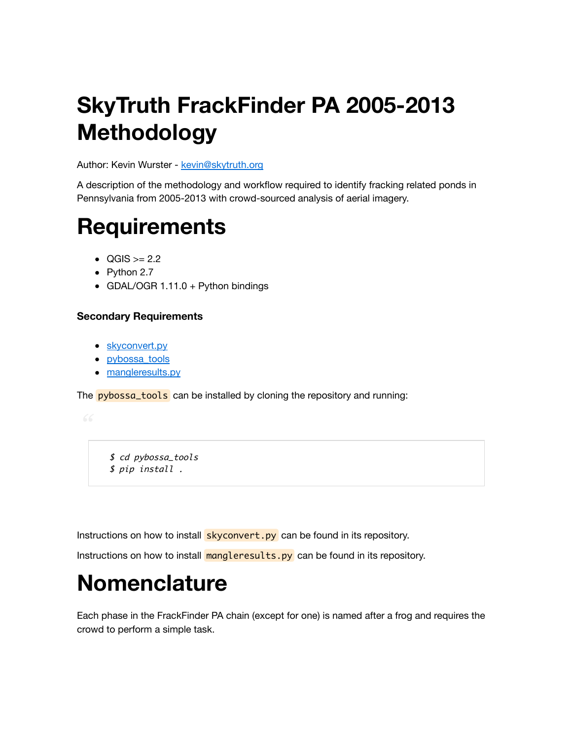# SkyTruth FrackFinder PA 2005-2013 Methodology

Author: Kevin Wurster - kevin@skytruth.org

A description of the methodology and workflow required to identify fracking related ponds in Pennsylvania from 2005-2013 with crowd-sourced analysis of aerial imagery.

# Requirements

- QGIS >= 2.2
- Python 2.7
- GDAL/OGR 1.11.0 + Python bindings

### Secondary Requirements

- skyconvert.py
- pybossa_tools
- mangleresults.py

The `pybossa_tools` can be installed by cloning the repository and running:

> ```
> $ cd pybossa_tools
> $ pip install .
> ```

Instructions on how to install `skyconvert.py` can be found in its repository.

Instructions on how to install `mangleresults.py` can be found in its repository.

# Nomenclature

Each phase in the FrackFinder PA chain (except for one) is named after a frog and requires the crowd to perform a simple task.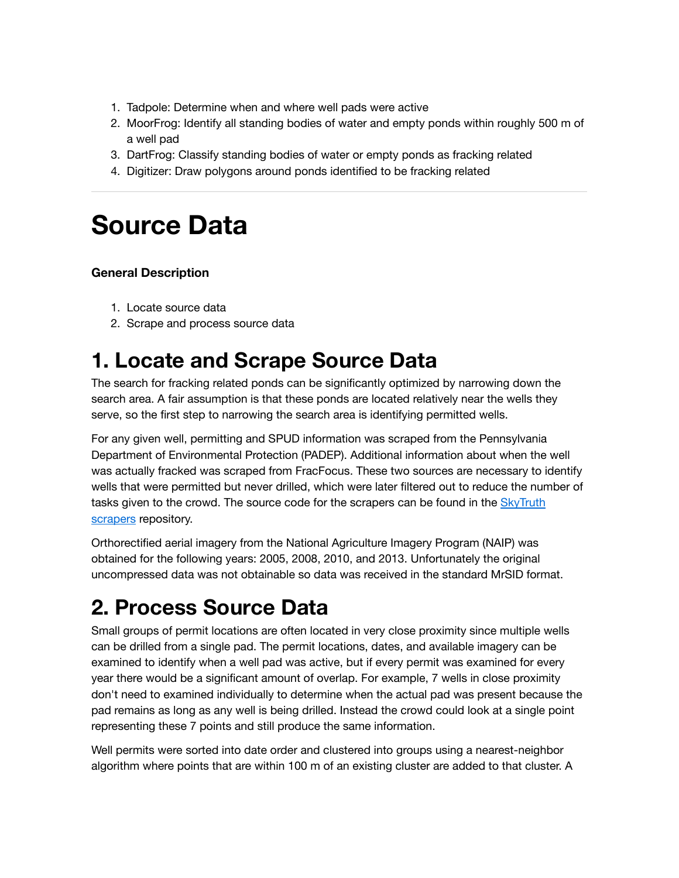1. Tadpole: Determine when and where well pads were active
2. MoorFrog: Identify all standing bodies of water and empty ponds within roughly 500 m of a well pad
3. DartFrog: Classify standing bodies of water or empty ponds as fracking related
4. Digitizer: Draw polygons around ponds identified to be fracking related

---

# Source Data

**General Description**

1. Locate source data
2. Scrape and process source data

# 1. Locate and Scrape Source Data

The search for fracking related ponds can be significantly optimized by narrowing down the search area. A fair assumption is that these ponds are located relatively near the wells they serve, so the first step to narrowing the search area is identifying permitted wells.

For any given well, permitting and SPUD information was scraped from the Pennsylvania Department of Environmental Protection (PADEP). Additional information about when the well was actually fracked was scraped from FracFocus. These two sources are necessary to identify wells that were permitted but never drilled, which were later filtered out to reduce the number of tasks given to the crowd. The source code for the scrapers can be found in the [SkyTruth scrapers] repository.

Orthorectified aerial imagery from the National Agriculture Imagery Program (NAIP) was obtained for the following years: 2005, 2008, 2010, and 2013. Unfortunately the original uncompressed data was not obtainable so data was received in the standard MrSID format.

# 2. Process Source Data

Small groups of permit locations are often located in very close proximity since multiple wells can be drilled from a single pad. The permit locations, dates, and available imagery can be examined to identify when a well pad was active, but if every permit was examined for every year there would be a significant amount of overlap. For example, 7 wells in close proximity don't need to examined individually to determine when the actual pad was present because the pad remains as long as any well is being drilled. Instead the crowd could look at a single point representing these 7 points and still produce the same information.

Well permits were sorted into date order and clustered into groups using a nearest-neighbor algorithm where points that are within 100 m of an existing cluster are added to that cluster. A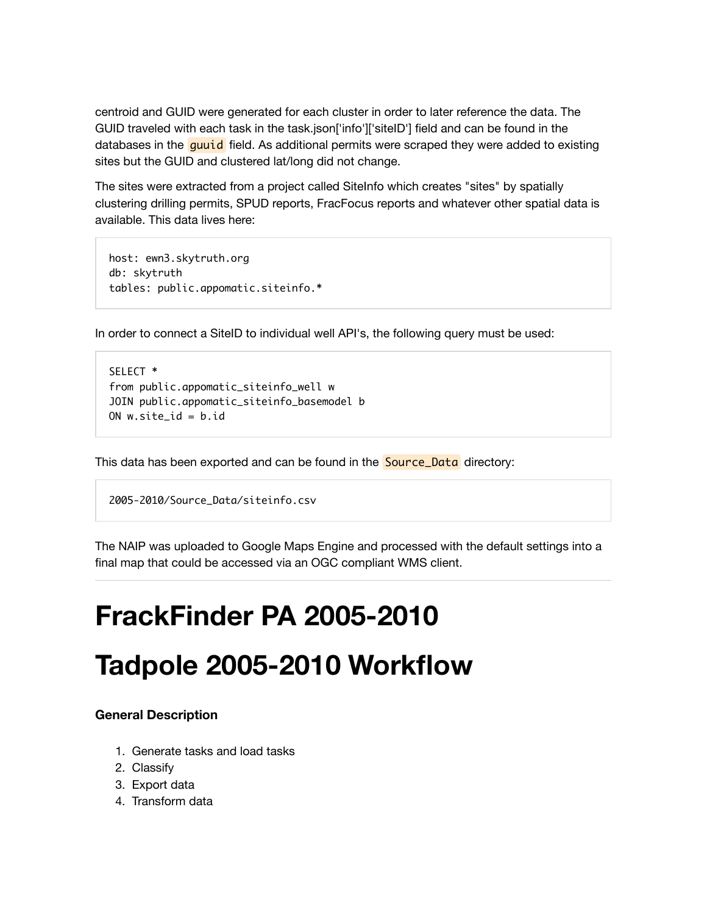centroid and GUID were generated for each cluster in order to later reference the data. The GUID traveled with each task in the task.json['info']['siteID'] field and can be found in the databases in the `guuid` field. As additional permits were scraped they were added to existing sites but the GUID and clustered lat/long did not change.

The sites were extracted from a project called SiteInfo which creates "sites" by spatially clustering drilling permits, SPUD reports, FracFocus reports and whatever other spatial data is available. This data lives here:

```
host: ewn3.skytruth.org
db: skytruth
tables: public.appomatic.siteinfo.*
```

In order to connect a SiteID to individual well API's, the following query must be used:

```
SELECT *
from public.appomatic_siteinfo_well w
JOIN public.appomatic_siteinfo_basemodel b
ON w.site_id = b.id
```

This data has been exported and can be found in the `Source_Data` directory:

```
2005-2010/Source_Data/siteinfo.csv
```

The NAIP was uploaded to Google Maps Engine and processed with the default settings into a final map that could be accessed via an OGC compliant WMS client.

---

# FrackFinder PA 2005-2010

# Tadpole 2005-2010 Workflow

**General Description**

1. Generate tasks and load tasks
2. Classify
3. Export data
4. Transform data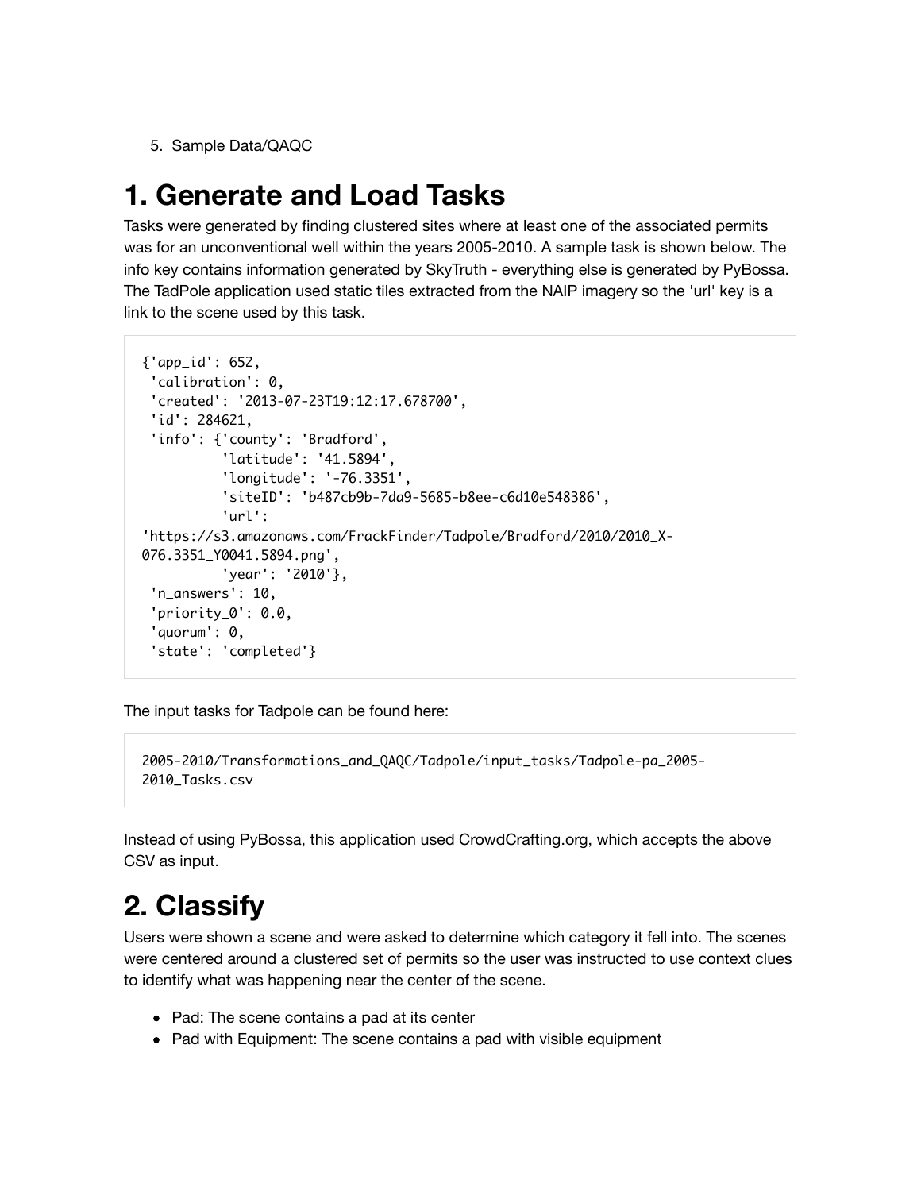5. Sample Data/QAQC

# 1. Generate and Load Tasks

Tasks were generated by finding clustered sites where at least one of the associated permits was for an unconventional well within the years 2005-2010. A sample task is shown below. The info key contains information generated by SkyTruth - everything else is generated by PyBossa. The TadPole application used static tiles extracted from the NAIP imagery so the 'url' key is a link to the scene used by this task.

```
{'app_id': 652,
 'calibration': 0,
 'created': '2013-07-23T19:12:17.678700',
 'id': 284621,
 'info': {'county': 'Bradford',
          'latitude': '41.5894',
          'longitude': '-76.3351',
          'siteID': 'b487cb9b-7da9-5685-b8ee-c6d10e548386',
          'url':
'https://s3.amazonaws.com/FrackFinder/Tadpole/Bradford/2010/2010_X-076.3351_Y0041.5894.png',
          'year': '2010'},
 'n_answers': 10,
 'priority_0': 0.0,
 'quorum': 0,
 'state': 'completed'}
```

The input tasks for Tadpole can be found here:

```
2005-2010/Transformations_and_QAQC/Tadpole/input_tasks/Tadpole-pa_2005-2010_Tasks.csv
```

Instead of using PyBossa, this application used CrowdCrafting.org, which accepts the above CSV as input.

# 2. Classify

Users were shown a scene and were asked to determine which category it fell into. The scenes were centered around a clustered set of permits so the user was instructed to use context clues to identify what was happening near the center of the scene.

- Pad: The scene contains a pad at its center
- Pad with Equipment: The scene contains a pad with visible equipment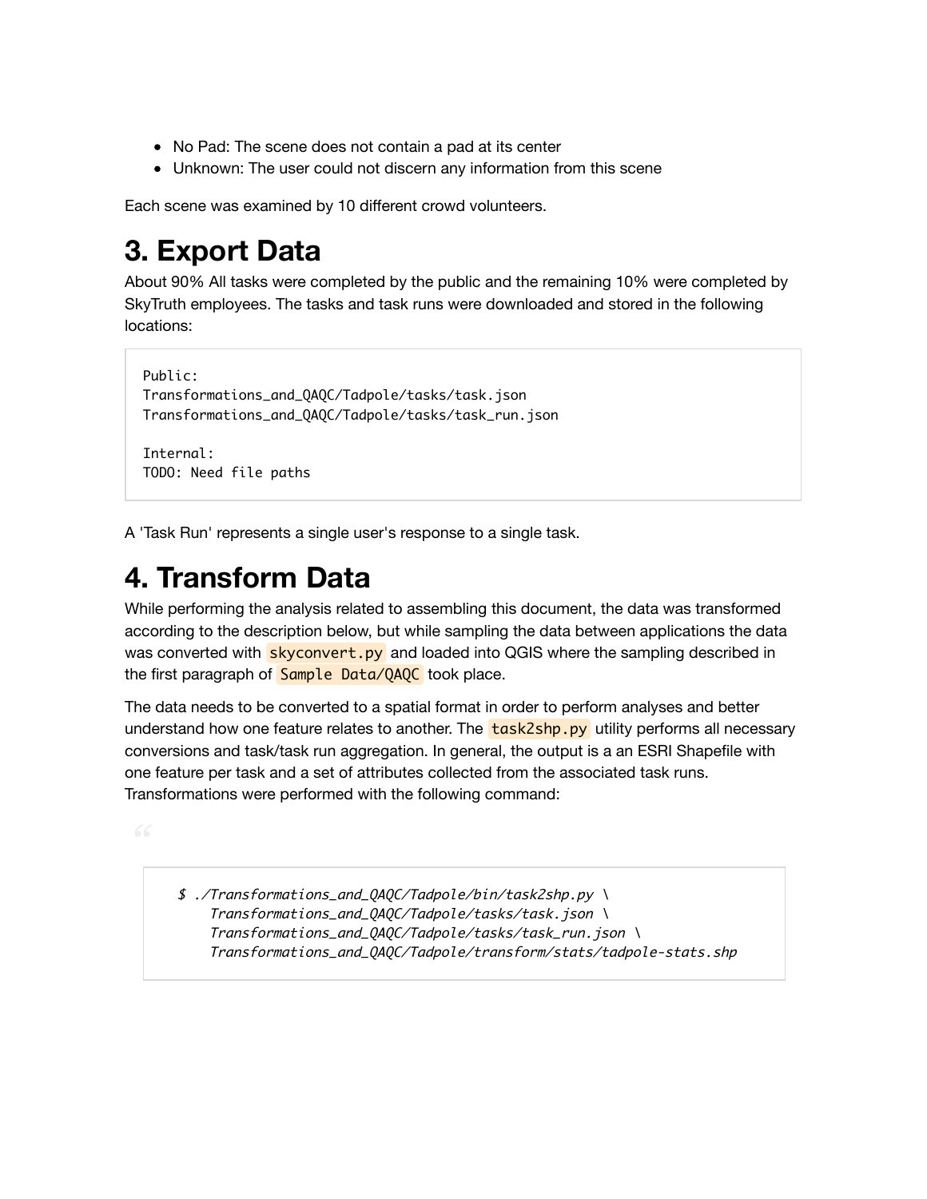- No Pad: The scene does not contain a pad at its center
- Unknown: The user could not discern any information from this scene

Each scene was examined by 10 different crowd volunteers.

# 3. Export Data

About 90% All tasks were completed by the public and the remaining 10% were completed by SkyTruth employees. The tasks and task runs were downloaded and stored in the following locations:

```
Public:
Transformations_and_QAQC/Tadpole/tasks/task.json
Transformations_and_QAQC/Tadpole/tasks/task_run.json

Internal:
TODO: Need file paths
```

A 'Task Run' represents a single user's response to a single task.

# 4. Transform Data

While performing the analysis related to assembling this document, the data was transformed according to the description below, but while sampling the data between applications the data was converted with `skyconvert.py` and loaded into QGIS where the sampling described in the first paragraph of `Sample Data/QAQC` took place.

The data needs to be converted to a spatial format in order to perform analyses and better understand how one feature relates to another. The `task2shp.py` utility performs all necessary conversions and task/task run aggregation. In general, the output is a an ESRI Shapefile with one feature per task and a set of attributes collected from the associated task runs. Transformations were performed with the following command:

> ```
> $ ./Transformations_and_QAQC/Tadpole/bin/task2shp.py \
>     Transformations_and_QAQC/Tadpole/tasks/task.json \
>     Transformations_and_QAQC/Tadpole/tasks/task_run.json \
>     Transformations_and_QAQC/Tadpole/transform/stats/tadpole-stats.shp
> ```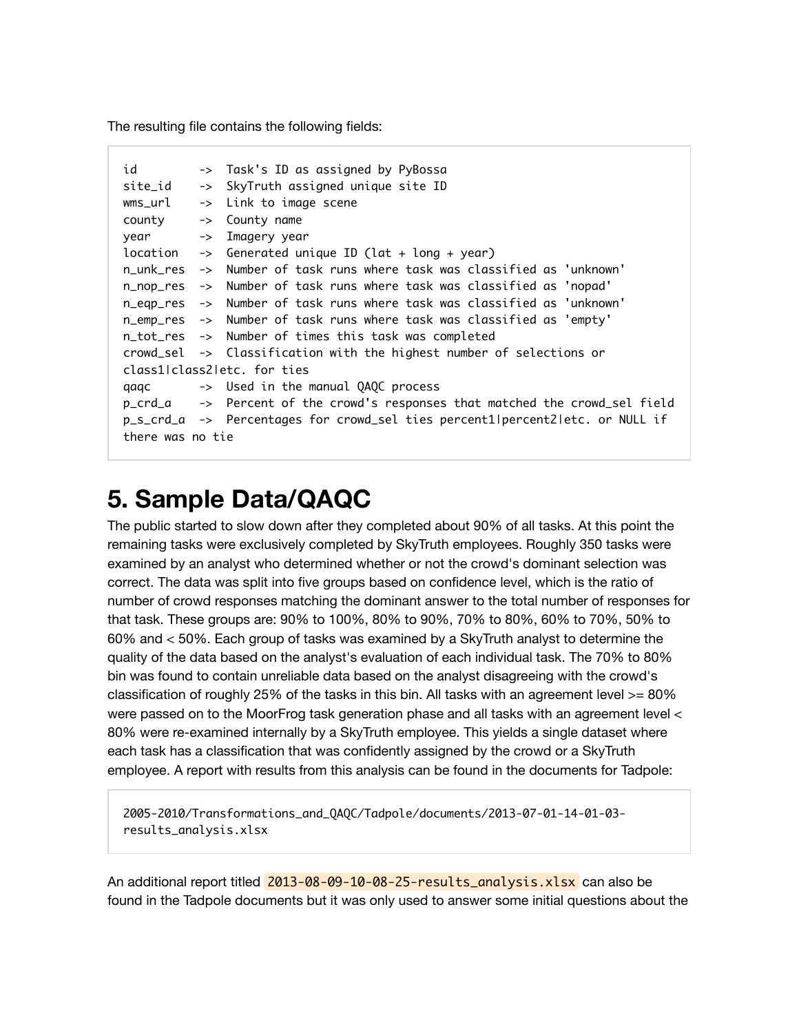The resulting file contains the following fields:

```
id         ->  Task's ID as assigned by PyBossa
site_id    ->  SkyTruth assigned unique site ID
wms_url    ->  Link to image scene
county     ->  County name
year       ->  Imagery year
location   ->  Generated unique ID (lat + long + year)
n_unk_res  ->  Number of task runs where task was classified as 'unknown'
n_nop_res  ->  Number of task runs where task was classified as 'nopad'
n_eqp_res  ->  Number of task runs where task was classified as 'unknown'
n_emp_res  ->  Number of task runs where task was classified as 'empty'
n_tot_res  ->  Number of times this task was completed
crowd_sel  ->  Classification with the highest number of selections or
class1|class2|etc. for ties
qaqc       ->  Used in the manual QAQC process
p_crd_a    ->  Percent of the crowd's responses that matched the crowd_sel field
p_s_crd_a  ->  Percentages for crowd_sel ties percent1|percent2|etc. or NULL if
there was no tie
```

# 5. Sample Data/QAQC

The public started to slow down after they completed about 90% of all tasks. At this point the remaining tasks were exclusively completed by SkyTruth employees. Roughly 350 tasks were examined by an analyst who determined whether or not the crowd's dominant selection was correct. The data was split into five groups based on confidence level, which is the ratio of number of crowd responses matching the dominant answer to the total number of responses for that task. These groups are: 90% to 100%, 80% to 90%, 70% to 80%, 60% to 70%, 50% to 60% and < 50%. Each group of tasks was examined by a SkyTruth analyst to determine the quality of the data based on the analyst's evaluation of each individual task. The 70% to 80% bin was found to contain unreliable data based on the analyst disagreeing with the crowd's classification of roughly 25% of the tasks in this bin. All tasks with an agreement level >= 80% were passed on to the MoorFrog task generation phase and all tasks with an agreement level < 80% were re-examined internally by a SkyTruth employee. This yields a single dataset where each task has a classification that was confidently assigned by the crowd or a SkyTruth employee. A report with results from this analysis can be found in the documents for Tadpole:

```
2005-2010/Transformations_and_QAQC/Tadpole/documents/2013-07-01-14-01-03-
results_analysis.xlsx
```

An additional report titled `2013-08-09-10-08-25-results_analysis.xlsx` can also be found in the Tadpole documents but it was only used to answer some initial questions about the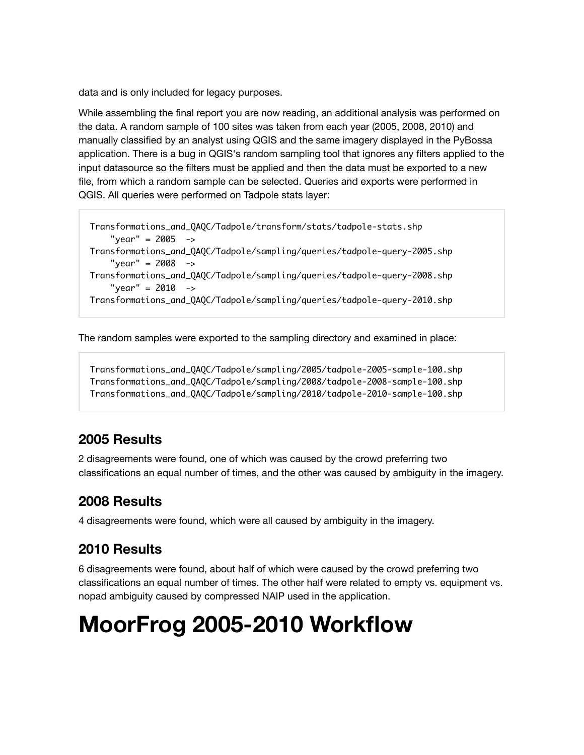data and is only included for legacy purposes.

While assembling the final report you are now reading, an additional analysis was performed on the data. A random sample of 100 sites was taken from each year (2005, 2008, 2010) and manually classified by an analyst using QGIS and the same imagery displayed in the PyBossa application. There is a bug in QGIS's random sampling tool that ignores any filters applied to the input datasource so the filters must be applied and then the data must be exported to a new file, from which a random sample can be selected. Queries and exports were performed in QGIS. All queries were performed on Tadpole stats layer:

```
Transformations_and_QAQC/Tadpole/transform/stats/tadpole-stats.shp
    "year" = 2005  ->
Transformations_and_QAQC/Tadpole/sampling/queries/tadpole-query-2005.shp
    "year" = 2008  ->
Transformations_and_QAQC/Tadpole/sampling/queries/tadpole-query-2008.shp
    "year" = 2010  ->
Transformations_and_QAQC/Tadpole/sampling/queries/tadpole-query-2010.shp
```

The random samples were exported to the sampling directory and examined in place:

```
Transformations_and_QAQC/Tadpole/sampling/2005/tadpole-2005-sample-100.shp
Transformations_and_QAQC/Tadpole/sampling/2008/tadpole-2008-sample-100.shp
Transformations_and_QAQC/Tadpole/sampling/2010/tadpole-2010-sample-100.shp
```

## 2005 Results

2 disagreements were found, one of which was caused by the crowd preferring two classifications an equal number of times, and the other was caused by ambiguity in the imagery.

## 2008 Results

4 disagreements were found, which were all caused by ambiguity in the imagery.

## 2010 Results

6 disagreements were found, about half of which were caused by the crowd preferring two classifications an equal number of times. The other half were related to empty vs. equipment vs. nopad ambiguity caused by compressed NAIP used in the application.

# MoorFrog 2005-2010 Workflow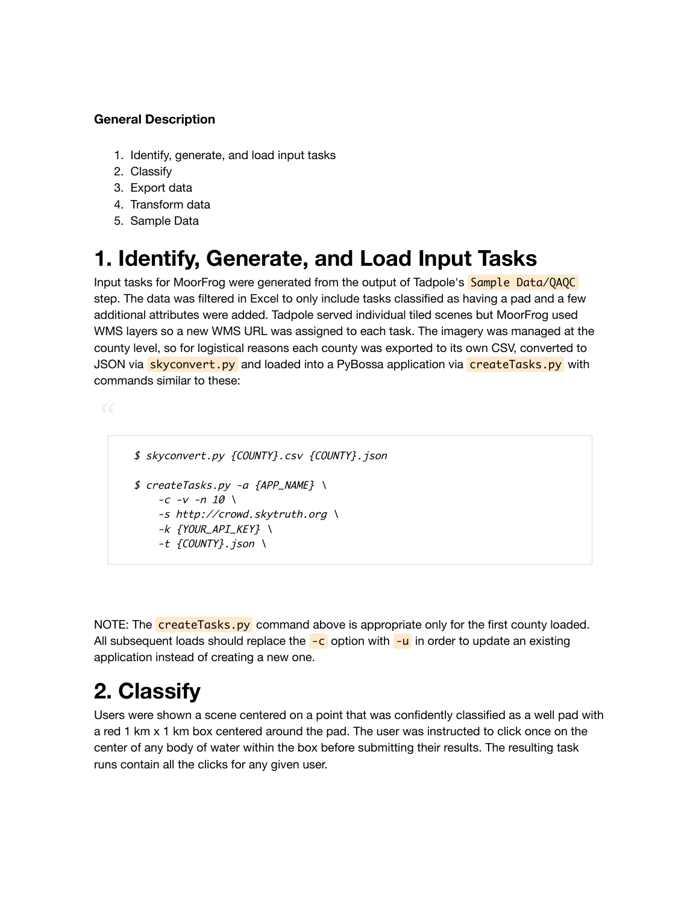**General Description**

1. Identify, generate, and load input tasks
2. Classify
3. Export data
4. Transform data
5. Sample Data

# 1. Identify, Generate, and Load Input Tasks

Input tasks for MoorFrog were generated from the output of Tadpole's `Sample Data/QAQC` step. The data was filtered in Excel to only include tasks classified as having a pad and a few additional attributes were added. Tadpole served individual tiled scenes but MoorFrog used WMS layers so a new WMS URL was assigned to each task. The imagery was managed at the county level, so for logistical reasons each county was exported to its own CSV, converted to JSON via `skyconvert.py` and loaded into a PyBossa application via `createTasks.py` with commands similar to these:

```
$ skyconvert.py {COUNTY}.csv {COUNTY}.json

$ createTasks.py -a {APP_NAME} \
    -c -v -n 10 \
    -s http://crowd.skytruth.org \
    -k {YOUR_API_KEY} \
    -t {COUNTY}.json \
```

NOTE: The `createTasks.py` command above is appropriate only for the first county loaded. All subsequent loads should replace the `-c` option with `-u` in order to update an existing application instead of creating a new one.

# 2. Classify

Users were shown a scene centered on a point that was confidently classified as a well pad with a red 1 km x 1 km box centered around the pad. The user was instructed to click once on the center of any body of water within the box before submitting their results. The resulting task runs contain all the clicks for any given user.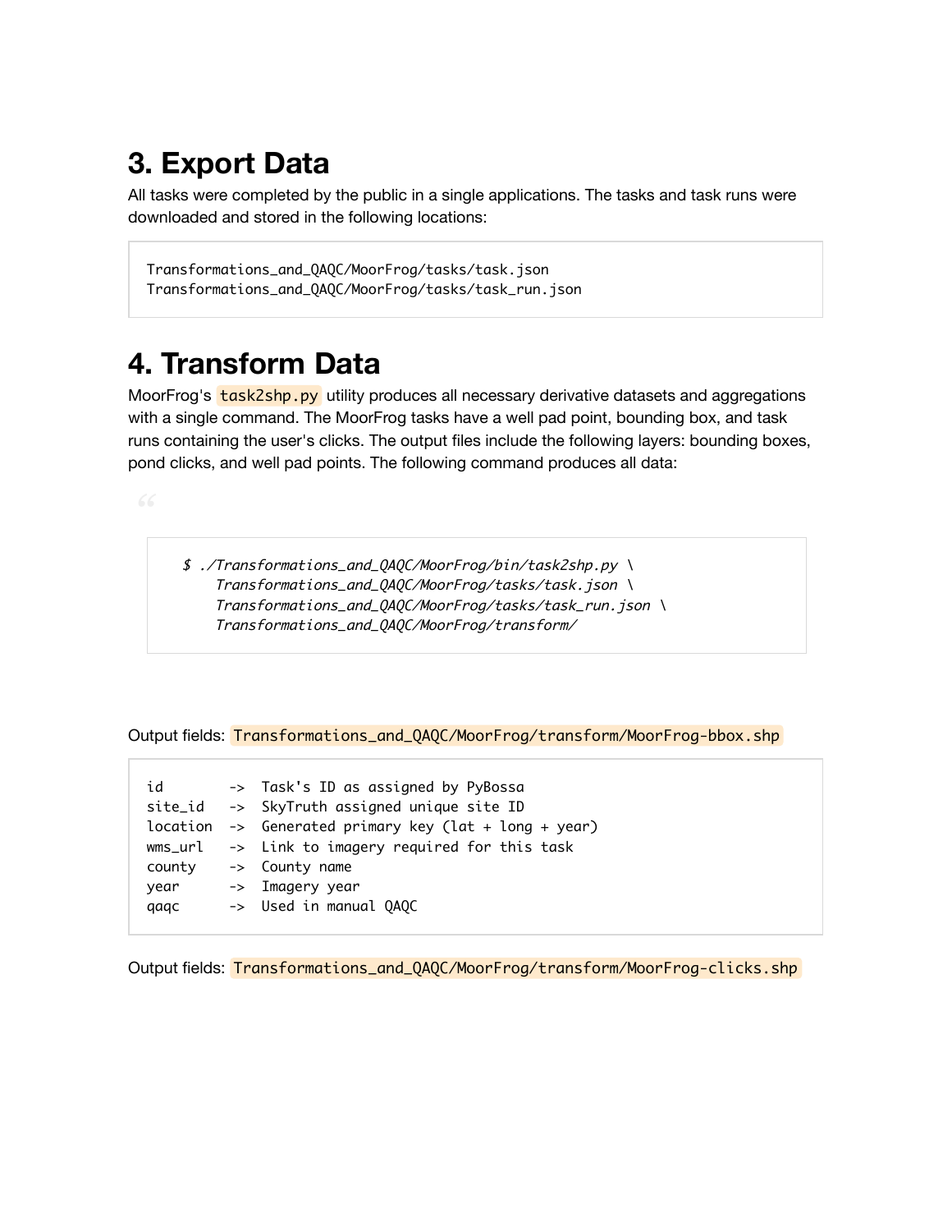# 3. Export Data

All tasks were completed by the public in a single applications. The tasks and task runs were downloaded and stored in the following locations:

```
Transformations_and_QAQC/MoorFrog/tasks/task.json
Transformations_and_QAQC/MoorFrog/tasks/task_run.json
```

# 4. Transform Data

MoorFrog's `task2shp.py` utility produces all necessary derivative datasets and aggregations with a single command. The MoorFrog tasks have a well pad point, bounding box, and task runs containing the user's clicks. The output files include the following layers: bounding boxes, pond clicks, and well pad points. The following command produces all data:

> ```
> $ ./Transformations_and_QAQC/MoorFrog/bin/task2shp.py \
>     Transformations_and_QAQC/MoorFrog/tasks/task.json \
>     Transformations_and_QAQC/MoorFrog/tasks/task_run.json \
>     Transformations_and_QAQC/MoorFrog/transform/
> ```

Output fields: `Transformations_and_QAQC/MoorFrog/transform/MoorFrog-bbox.shp`

```
id        ->  Task's ID as assigned by PyBossa
site_id   ->  SkyTruth assigned unique site ID
location  ->  Generated primary key (lat + long + year)
wms_url   ->  Link to imagery required for this task
county    ->  County name
year      ->  Imagery year
qaqc      ->  Used in manual QAQC
```

Output fields: `Transformations_and_QAQC/MoorFrog/transform/MoorFrog-clicks.shp`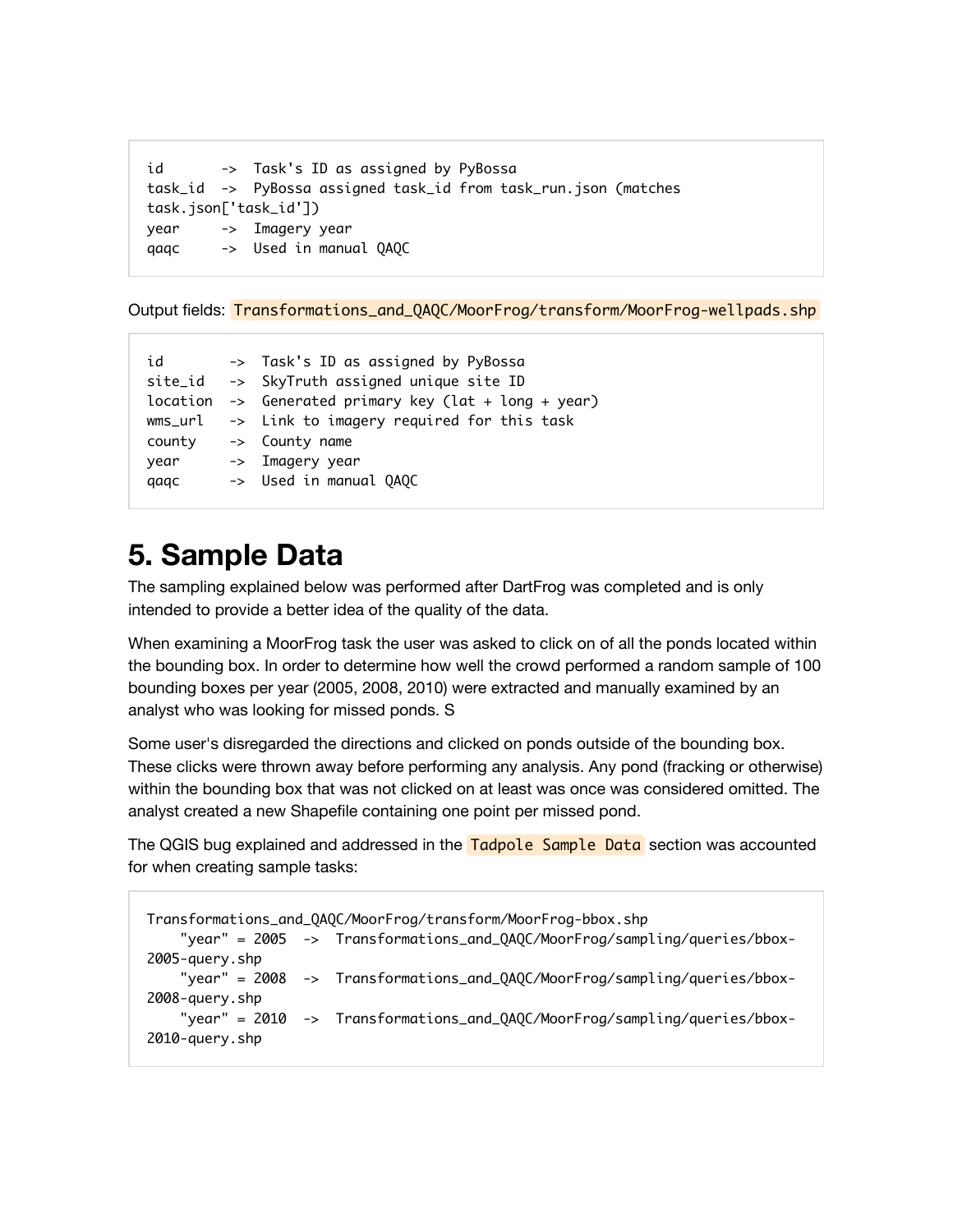```
id       ->  Task's ID as assigned by PyBossa
task_id  ->  PyBossa assigned task_id from task_run.json (matches
task.json['task_id'])
year     ->  Imagery year
qaqc     ->  Used in manual QAQC
```

Output fields: `Transformations_and_QAQC/MoorFrog/transform/MoorFrog-wellpads.shp`

```
id        ->  Task's ID as assigned by PyBossa
site_id   ->  SkyTruth assigned unique site ID
location  ->  Generated primary key (lat + long + year)
wms_url   ->  Link to imagery required for this task
county    ->  County name
year      ->  Imagery year
qaqc      ->  Used in manual QAQC
```

# 5. Sample Data

The sampling explained below was performed after DartFrog was completed and is only intended to provide a better idea of the quality of the data.

When examining a MoorFrog task the user was asked to click on of all the ponds located within the bounding box. In order to determine how well the crowd performed a random sample of 100 bounding boxes per year (2005, 2008, 2010) were extracted and manually examined by an analyst who was looking for missed ponds. S

Some user's disregarded the directions and clicked on ponds outside of the bounding box. These clicks were thrown away before performing any analysis. Any pond (fracking or otherwise) within the bounding box that was not clicked on at least was once was considered omitted. The analyst created a new Shapefile containing one point per missed pond.

The QGIS bug explained and addressed in the `Tadpole Sample Data` section was accounted for when creating sample tasks:

```
Transformations_and_QAQC/MoorFrog/transform/MoorFrog-bbox.shp
    "year" = 2005  ->  Transformations_and_QAQC/MoorFrog/sampling/queries/bbox-
2005-query.shp
    "year" = 2008  ->  Transformations_and_QAQC/MoorFrog/sampling/queries/bbox-
2008-query.shp
    "year" = 2010  ->  Transformations_and_QAQC/MoorFrog/sampling/queries/bbox-
2010-query.shp
```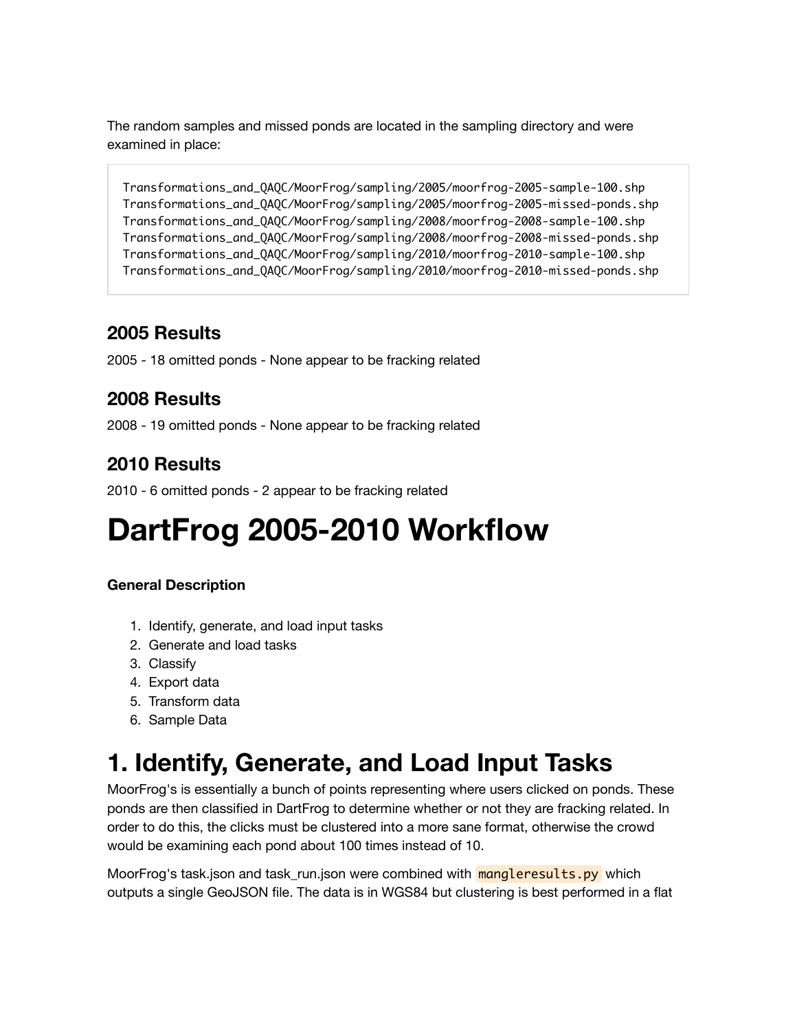The random samples and missed ponds are located in the sampling directory and were examined in place:

```
Transformations_and_QAQC/MoorFrog/sampling/2005/moorfrog-2005-sample-100.shp
Transformations_and_QAQC/MoorFrog/sampling/2005/moorfrog-2005-missed-ponds.shp
Transformations_and_QAQC/MoorFrog/sampling/2008/moorfrog-2008-sample-100.shp
Transformations_and_QAQC/MoorFrog/sampling/2008/moorfrog-2008-missed-ponds.shp
Transformations_and_QAQC/MoorFrog/sampling/2010/moorfrog-2010-sample-100.shp
Transformations_and_QAQC/MoorFrog/sampling/2010/moorfrog-2010-missed-ponds.shp
```

### 2005 Results

2005 - 18 omitted ponds - None appear to be fracking related

### 2008 Results

2008 - 19 omitted ponds - None appear to be fracking related

### 2010 Results

2010 - 6 omitted ponds - 2 appear to be fracking related

# DartFrog 2005-2010 Workflow

**General Description**

1. Identify, generate, and load input tasks
2. Generate and load tasks
3. Classify
4. Export data
5. Transform data
6. Sample Data

# 1. Identify, Generate, and Load Input Tasks

MoorFrog's is essentially a bunch of points representing where users clicked on ponds. These ponds are then classified in DartFrog to determine whether or not they are fracking related. In order to do this, the clicks must be clustered into a more sane format, otherwise the crowd would be examining each pond about 100 times instead of 10.

MoorFrog's task.json and task_run.json were combined with `mangleresults.py` which outputs a single GeoJSON file. The data is in WGS84 but clustering is best performed in a flat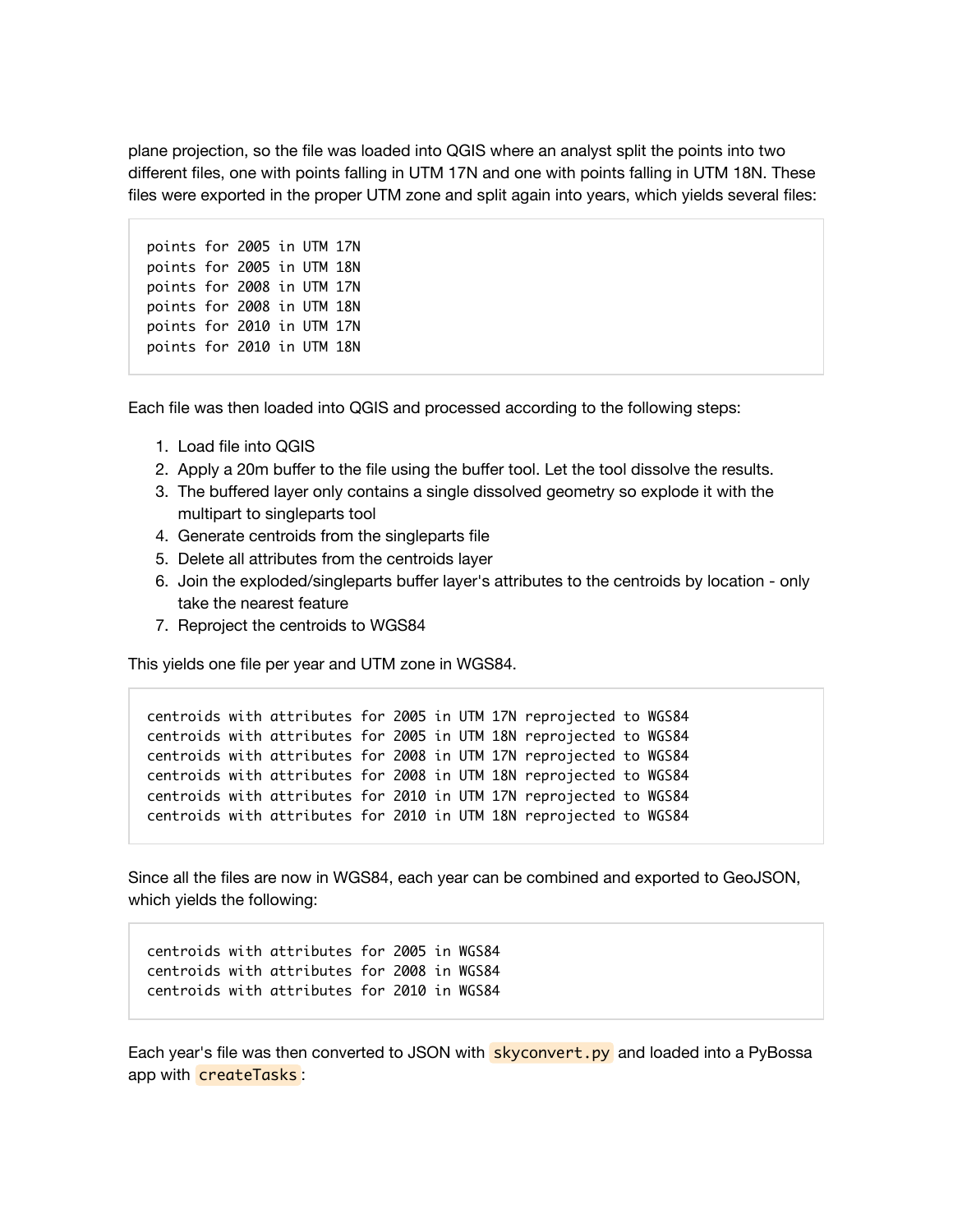plane projection, so the file was loaded into QGIS where an analyst split the points into two different files, one with points falling in UTM 17N and one with points falling in UTM 18N. These files were exported in the proper UTM zone and split again into years, which yields several files:

```
points for 2005 in UTM 17N
points for 2005 in UTM 18N
points for 2008 in UTM 17N
points for 2008 in UTM 18N
points for 2010 in UTM 17N
points for 2010 in UTM 18N
```

Each file was then loaded into QGIS and processed according to the following steps:

1. Load file into QGIS
2. Apply a 20m buffer to the file using the buffer tool. Let the tool dissolve the results.
3. The buffered layer only contains a single dissolved geometry so explode it with the multipart to singleparts tool
4. Generate centroids from the singleparts file
5. Delete all attributes from the centroids layer
6. Join the exploded/singleparts buffer layer's attributes to the centroids by location - only take the nearest feature
7. Reproject the centroids to WGS84

This yields one file per year and UTM zone in WGS84.

```
centroids with attributes for 2005 in UTM 17N reprojected to WGS84
centroids with attributes for 2005 in UTM 18N reprojected to WGS84
centroids with attributes for 2008 in UTM 17N reprojected to WGS84
centroids with attributes for 2008 in UTM 18N reprojected to WGS84
centroids with attributes for 2010 in UTM 17N reprojected to WGS84
centroids with attributes for 2010 in UTM 18N reprojected to WGS84
```

Since all the files are now in WGS84, each year can be combined and exported to GeoJSON, which yields the following:

```
centroids with attributes for 2005 in WGS84
centroids with attributes for 2008 in WGS84
centroids with attributes for 2010 in WGS84
```

Each year's file was then converted to JSON with `skyconvert.py` and loaded into a PyBossa app with `createTasks`: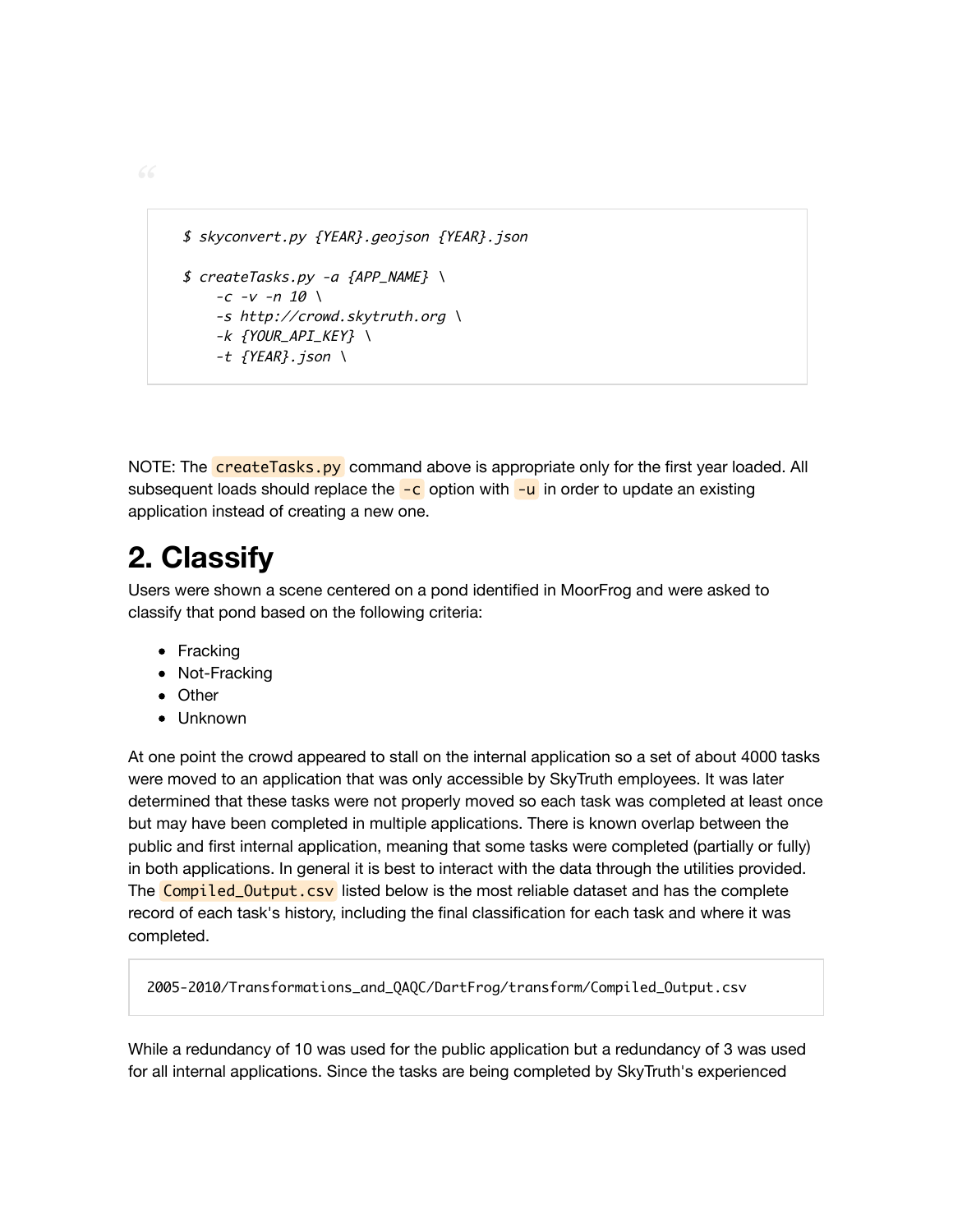```
$ skyconvert.py {YEAR}.geojson {YEAR}.json

$ createTasks.py -a {APP_NAME} \
    -c -v -n 10 \
    -s http://crowd.skytruth.org \
    -k {YOUR_API_KEY} \
    -t {YEAR}.json \
```

NOTE: The `createTasks.py` command above is appropriate only for the first year loaded. All subsequent loads should replace the `-c` option with `-u` in order to update an existing application instead of creating a new one.

# 2. Classify

Users were shown a scene centered on a pond identified in MoorFrog and were asked to classify that pond based on the following criteria:

- Fracking
- Not-Fracking
- Other
- Unknown

At one point the crowd appeared to stall on the internal application so a set of about 4000 tasks were moved to an application that was only accessible by SkyTruth employees. It was later determined that these tasks were not properly moved so each task was completed at least once but may have been completed in multiple applications. There is known overlap between the public and first internal application, meaning that some tasks were completed (partially or fully) in both applications. In general it is best to interact with the data through the utilities provided. The `Compiled_Output.csv` listed below is the most reliable dataset and has the complete record of each task's history, including the final classification for each task and where it was completed.

```
2005-2010/Transformations_and_QAQC/DartFrog/transform/Compiled_Output.csv
```

While a redundancy of 10 was used for the public application but a redundancy of 3 was used for all internal applications. Since the tasks are being completed by SkyTruth's experienced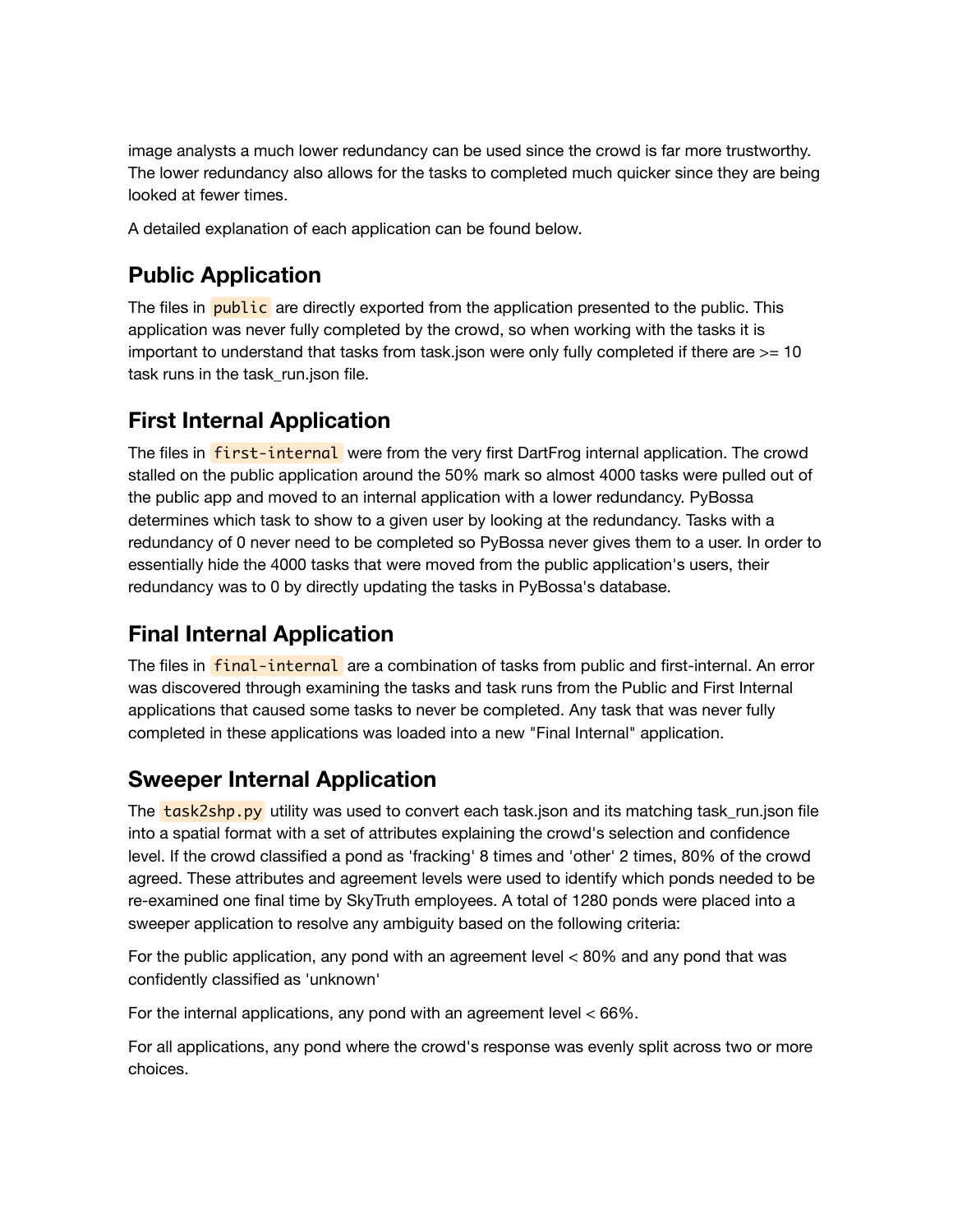image analysts a much lower redundancy can be used since the crowd is far more trustworthy. The lower redundancy also allows for the tasks to completed much quicker since they are being looked at fewer times.

A detailed explanation of each application can be found below.

## Public Application

The files in `public` are directly exported from the application presented to the public. This application was never fully completed by the crowd, so when working with the tasks it is important to understand that tasks from task.json were only fully completed if there are >= 10 task runs in the task_run.json file.

## First Internal Application

The files in `first-internal` were from the very first DartFrog internal application. The crowd stalled on the public application around the 50% mark so almost 4000 tasks were pulled out of the public app and moved to an internal application with a lower redundancy. PyBossa determines which task to show to a given user by looking at the redundancy. Tasks with a redundancy of 0 never need to be completed so PyBossa never gives them to a user. In order to essentially hide the 4000 tasks that were moved from the public application's users, their redundancy was to 0 by directly updating the tasks in PyBossa's database.

## Final Internal Application

The files in `final-internal` are a combination of tasks from public and first-internal. An error was discovered through examining the tasks and task runs from the Public and First Internal applications that caused some tasks to never be completed. Any task that was never fully completed in these applications was loaded into a new "Final Internal" application.

## Sweeper Internal Application

The `task2shp.py` utility was used to convert each task.json and its matching task_run.json file into a spatial format with a set of attributes explaining the crowd's selection and confidence level. If the crowd classified a pond as 'fracking' 8 times and 'other' 2 times, 80% of the crowd agreed. These attributes and agreement levels were used to identify which ponds needed to be re-examined one final time by SkyTruth employees. A total of 1280 ponds were placed into a sweeper application to resolve any ambiguity based on the following criteria:

For the public application, any pond with an agreement level < 80% and any pond that was confidently classified as 'unknown'

For the internal applications, any pond with an agreement level < 66%.

For all applications, any pond where the crowd's response was evenly split across two or more choices.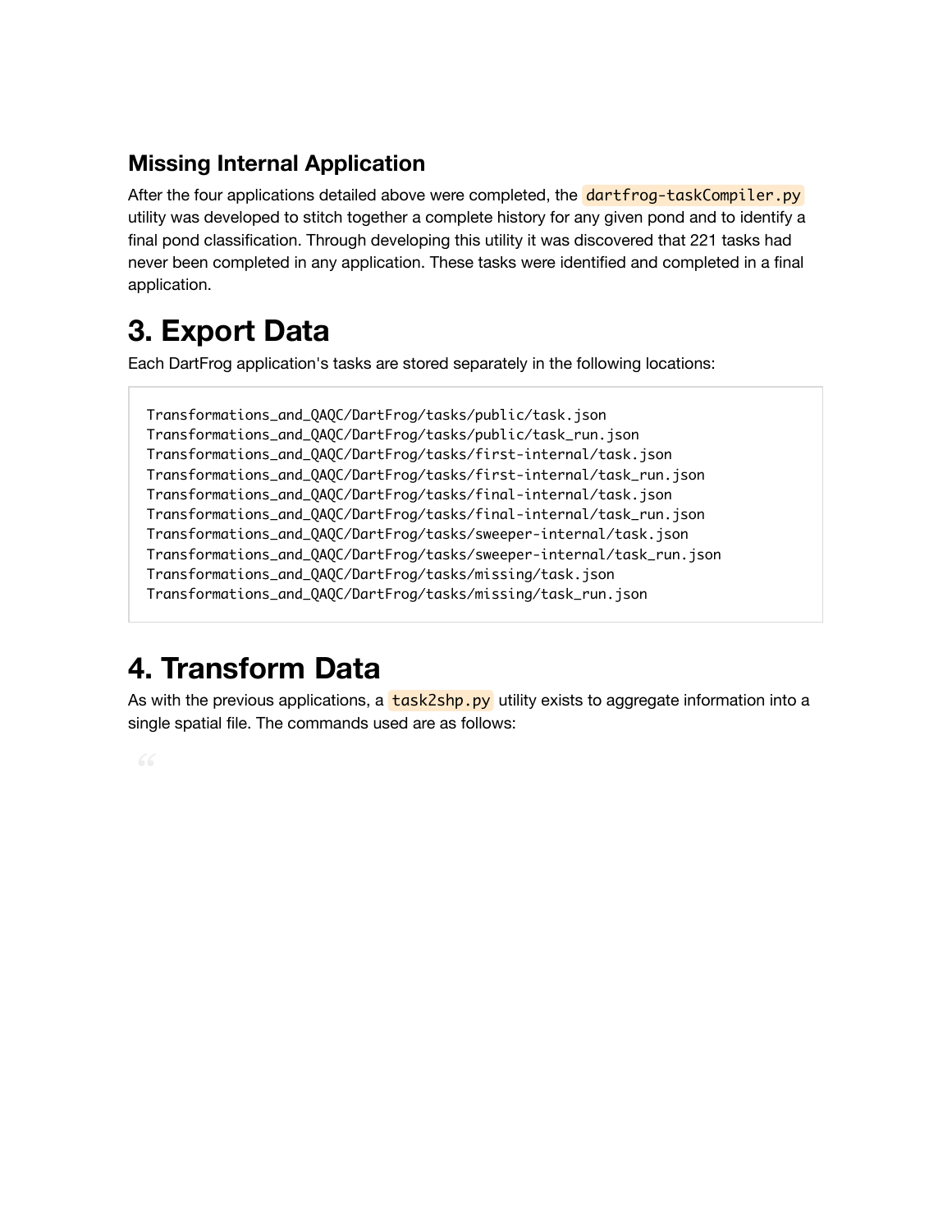### Missing Internal Application

After the four applications detailed above were completed, the `dartfrog-taskCompiler.py` utility was developed to stitch together a complete history for any given pond and to identify a final pond classification. Through developing this utility it was discovered that 221 tasks had never been completed in any application. These tasks were identified and completed in a final application.

# 3. Export Data

Each DartFrog application's tasks are stored separately in the following locations:

```
Transformations_and_QAQC/DartFrog/tasks/public/task.json
Transformations_and_QAQC/DartFrog/tasks/public/task_run.json
Transformations_and_QAQC/DartFrog/tasks/first-internal/task.json
Transformations_and_QAQC/DartFrog/tasks/first-internal/task_run.json
Transformations_and_QAQC/DartFrog/tasks/final-internal/task.json
Transformations_and_QAQC/DartFrog/tasks/final-internal/task_run.json
Transformations_and_QAQC/DartFrog/tasks/sweeper-internal/task.json
Transformations_and_QAQC/DartFrog/tasks/sweeper-internal/task_run.json
Transformations_and_QAQC/DartFrog/tasks/missing/task.json
Transformations_and_QAQC/DartFrog/tasks/missing/task_run.json
```

# 4. Transform Data

As with the previous applications, a `task2shp.py` utility exists to aggregate information into a single spatial file. The commands used are as follows: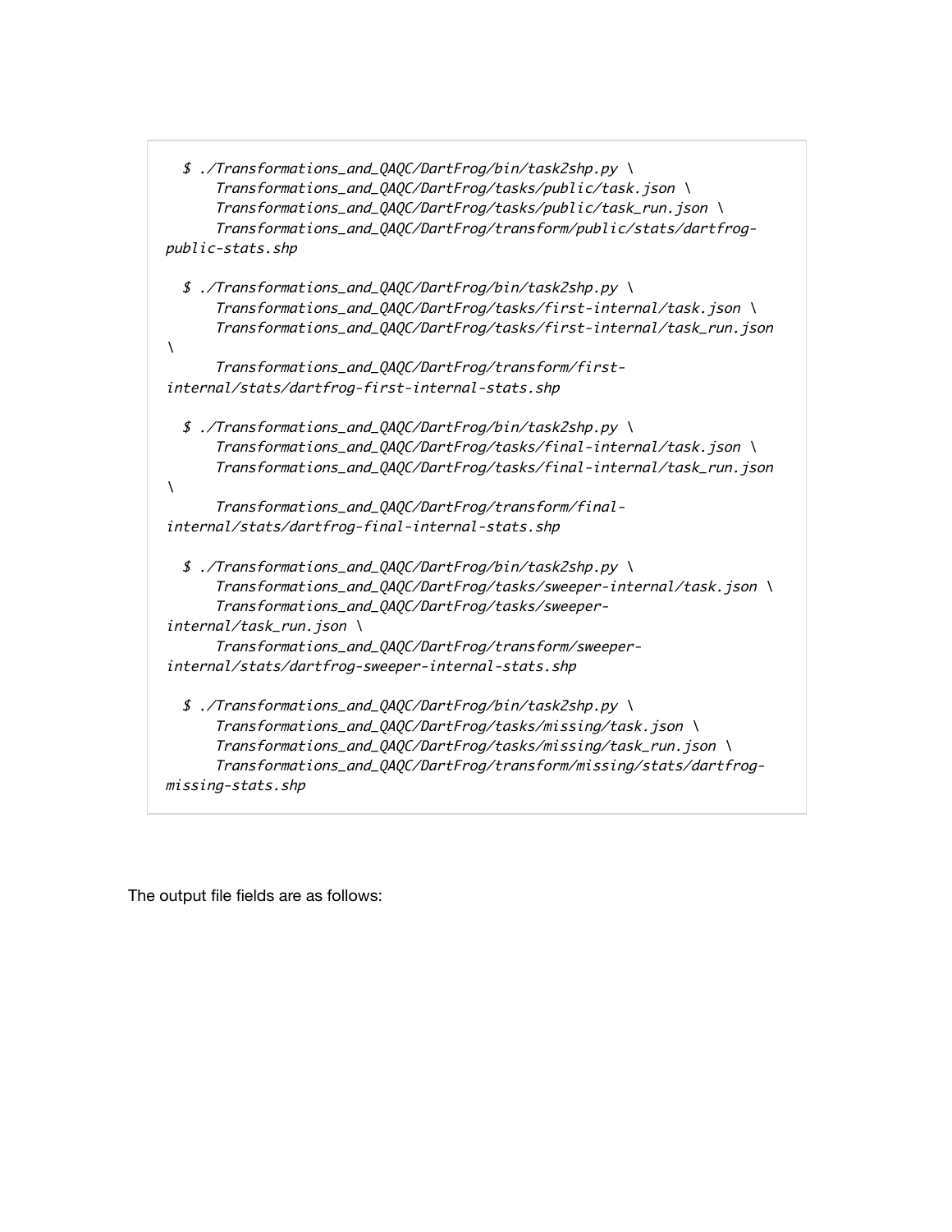```
  $ ./Transformations_and_QAQC/DartFrog/bin/task2shp.py \
      Transformations_and_QAQC/DartFrog/tasks/public/task.json \
      Transformations_and_QAQC/DartFrog/tasks/public/task_run.json \
      Transformations_and_QAQC/DartFrog/transform/public/stats/dartfrog-public-stats.shp

  $ ./Transformations_and_QAQC/DartFrog/bin/task2shp.py \
      Transformations_and_QAQC/DartFrog/tasks/first-internal/task.json \
      Transformations_and_QAQC/DartFrog/tasks/first-internal/task_run.json \
      Transformations_and_QAQC/DartFrog/transform/first-internal/stats/dartfrog-first-internal-stats.shp

  $ ./Transformations_and_QAQC/DartFrog/bin/task2shp.py \
      Transformations_and_QAQC/DartFrog/tasks/final-internal/task.json \
      Transformations_and_QAQC/DartFrog/tasks/final-internal/task_run.json \
      Transformations_and_QAQC/DartFrog/transform/final-internal/stats/dartfrog-final-internal-stats.shp

  $ ./Transformations_and_QAQC/DartFrog/bin/task2shp.py \
      Transformations_and_QAQC/DartFrog/tasks/sweeper-internal/task.json \
      Transformations_and_QAQC/DartFrog/tasks/sweeper-internal/task_run.json \
      Transformations_and_QAQC/DartFrog/transform/sweeper-internal/stats/dartfrog-sweeper-internal-stats.shp

  $ ./Transformations_and_QAQC/DartFrog/bin/task2shp.py \
      Transformations_and_QAQC/DartFrog/tasks/missing/task.json \
      Transformations_and_QAQC/DartFrog/tasks/missing/task_run.json \
      Transformations_and_QAQC/DartFrog/transform/missing/stats/dartfrog-missing-stats.shp
```

The output file fields are as follows: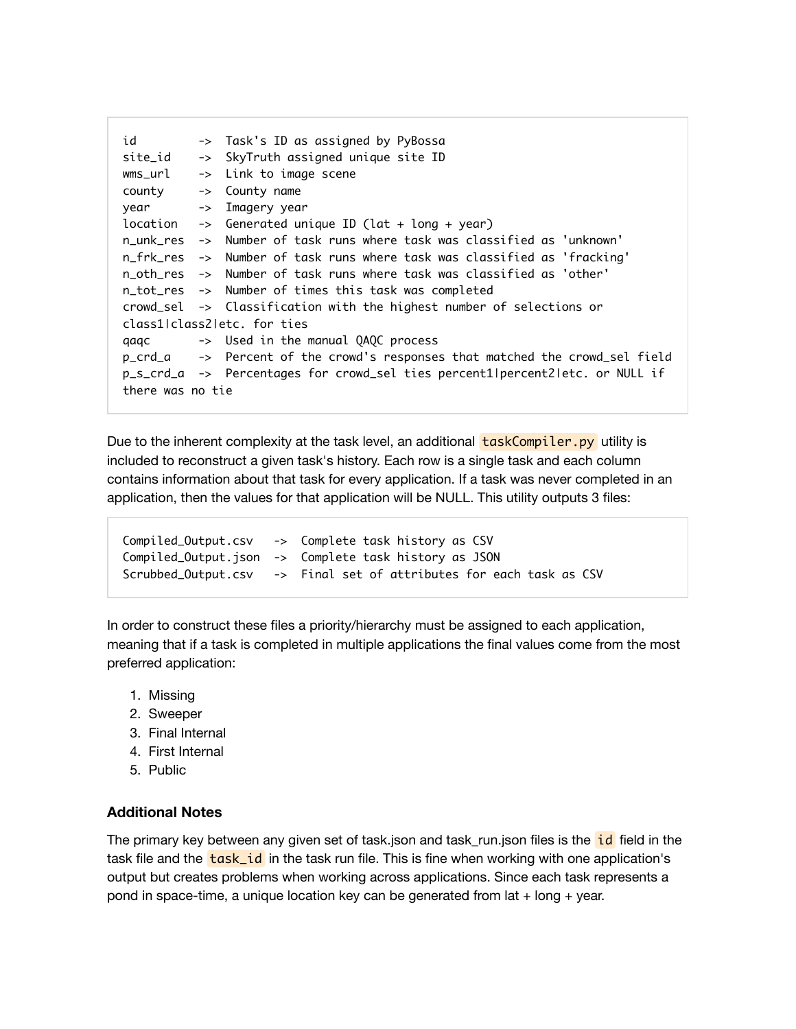```
id         ->  Task's ID as assigned by PyBossa
site_id    ->  SkyTruth assigned unique site ID
wms_url    ->  Link to image scene
county     ->  County name
year       ->  Imagery year
location   ->  Generated unique ID (lat + long + year)
n_unk_res  ->  Number of task runs where task was classified as 'unknown'
n_frk_res  ->  Number of task runs where task was classified as 'fracking'
n_oth_res  ->  Number of task runs where task was classified as 'other'
n_tot_res  ->  Number of times this task was completed
crowd_sel  ->  Classification with the highest number of selections or
class1|class2|etc. for ties
qaqc       ->  Used in the manual QAQC process
p_crd_a    ->  Percent of the crowd's responses that matched the crowd_sel field
p_s_crd_a  ->  Percentages for crowd_sel ties percent1|percent2|etc. or NULL if
there was no tie
```

Due to the inherent complexity at the task level, an additional `taskCompiler.py` utility is included to reconstruct a given task's history. Each row is a single task and each column contains information about that task for every application. If a task was never completed in an application, then the values for that application will be NULL. This utility outputs 3 files:

```
Compiled_Output.csv   ->  Complete task history as CSV
Compiled_Output.json  ->  Complete task history as JSON
Scrubbed_Output.csv   ->  Final set of attributes for each task as CSV
```

In order to construct these files a priority/hierarchy must be assigned to each application, meaning that if a task is completed in multiple applications the final values come from the most preferred application:

1. Missing
2. Sweeper
3. Final Internal
4. First Internal
5. Public

### Additional Notes

The primary key between any given set of task.json and task_run.json files is the `id` field in the task file and the `task_id` in the task run file. This is fine when working with one application's output but creates problems when working across applications. Since each task represents a pond in space-time, a unique location key can be generated from lat + long + year.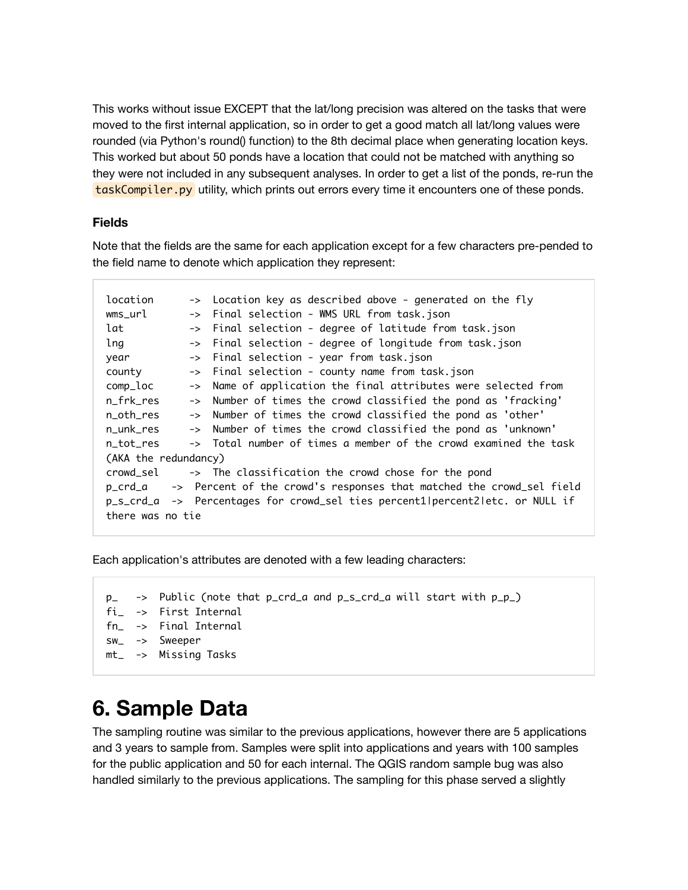This works without issue EXCEPT that the lat/long precision was altered on the tasks that were moved to the first internal application, so in order to get a good match all lat/long values were rounded (via Python's round() function) to the 8th decimal place when generating location keys. This worked but about 50 ponds have a location that could not be matched with anything so they were not included in any subsequent analyses. In order to get a list of the ponds, re-run the `taskCompiler.py` utility, which prints out errors every time it encounters one of these ponds.

### Fields

Note that the fields are the same for each application except for a few characters pre-pended to the field name to denote which application they represent:

```
location      ->  Location key as described above - generated on the fly
wms_url       ->  Final selection - WMS URL from task.json
lat           ->  Final selection - degree of latitude from task.json
lng           ->  Final selection - degree of longitude from task.json
year          ->  Final selection - year from task.json
county        ->  Final selection - county name from task.json
comp_loc      ->  Name of application the final attributes were selected from
n_frk_res     ->  Number of times the crowd classified the pond as 'fracking'
n_oth_res     ->  Number of times the crowd classified the pond as 'other'
n_unk_res     ->  Number of times the crowd classified the pond as 'unknown'
n_tot_res     ->  Total number of times a member of the crowd examined the task
(AKA the redundancy)
crowd_sel     ->  The classification the crowd chose for the pond
p_crd_a    ->  Percent of the crowd's responses that matched the crowd_sel field
p_s_crd_a  ->  Percentages for crowd_sel ties percent1|percent2|etc. or NULL if
there was no tie
```

Each application's attributes are denoted with a few leading characters:

```
p_   ->  Public (note that p_crd_a and p_s_crd_a will start with p_p_)
fi_  ->  First Internal
fn_  ->  Final Internal
sw_  ->  Sweeper
mt_  ->  Missing Tasks
```

# 6. Sample Data

The sampling routine was similar to the previous applications, however there are 5 applications and 3 years to sample from. Samples were split into applications and years with 100 samples for the public application and 50 for each internal. The QGIS random sample bug was also handled similarly to the previous applications. The sampling for this phase served a slightly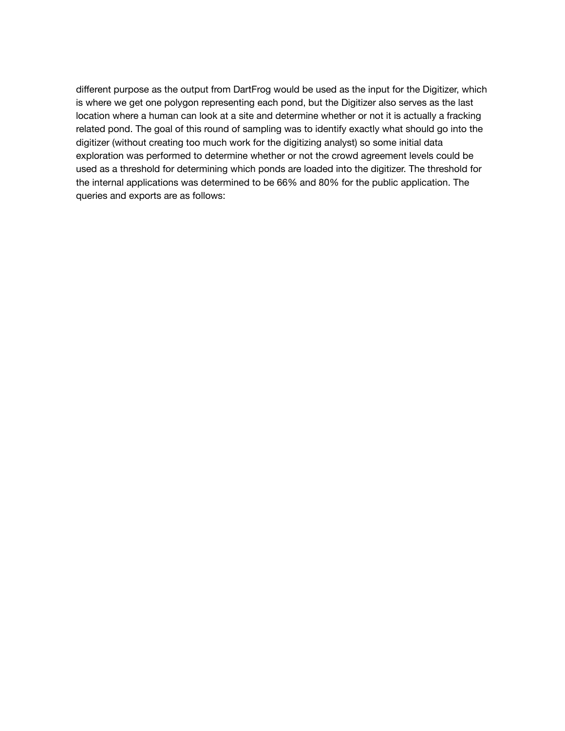different purpose as the output from DartFrog would be used as the input for the Digitizer, which is where we get one polygon representing each pond, but the Digitizer also serves as the last location where a human can look at a site and determine whether or not it is actually a fracking related pond. The goal of this round of sampling was to identify exactly what should go into the digitizer (without creating too much work for the digitizing analyst) so some initial data exploration was performed to determine whether or not the crowd agreement levels could be used as a threshold for determining which ponds are loaded into the digitizer. The threshold for the internal applications was determined to be 66% and 80% for the public application. The queries and exports are as follows: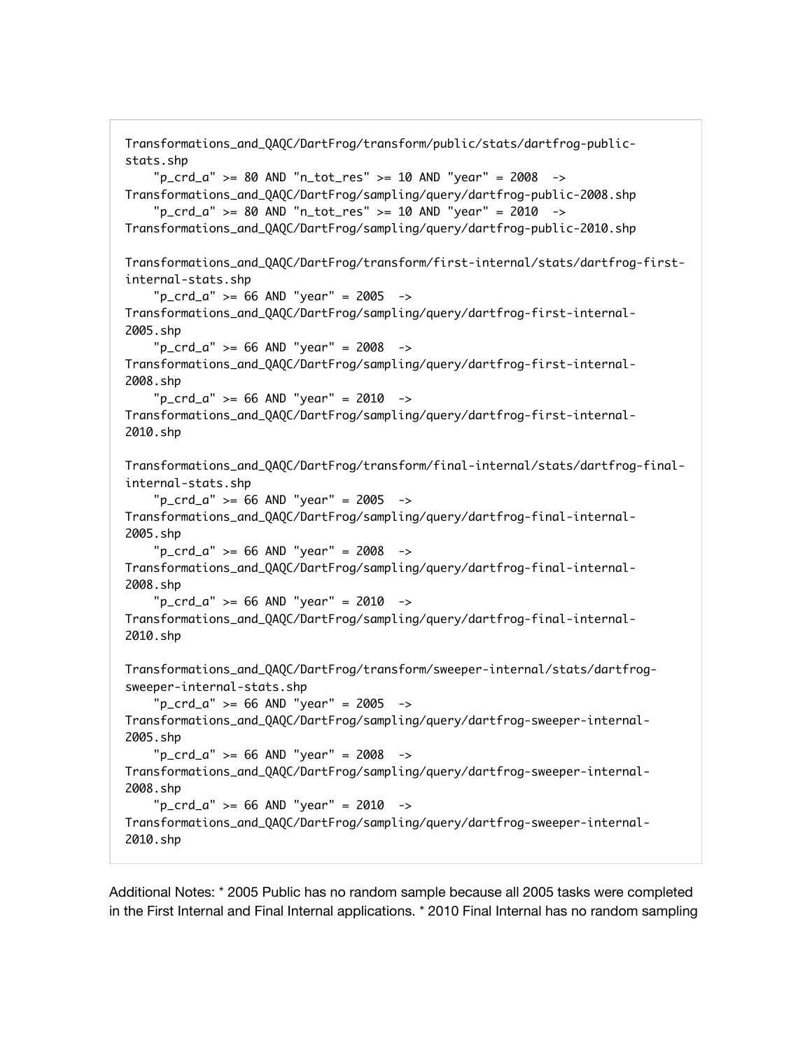```
Transformations_and_QAQC/DartFrog/transform/public/stats/dartfrog-public-stats.shp
    "p_crd_a" >= 80 AND "n_tot_res" >= 10 AND "year" = 2008  -> Transformations_and_QAQC/DartFrog/sampling/query/dartfrog-public-2008.shp
    "p_crd_a" >= 80 AND "n_tot_res" >= 10 AND "year" = 2010  -> Transformations_and_QAQC/DartFrog/sampling/query/dartfrog-public-2010.shp

Transformations_and_QAQC/DartFrog/transform/first-internal/stats/dartfrog-first-internal-stats.shp
    "p_crd_a" >= 66 AND "year" = 2005  -> Transformations_and_QAQC/DartFrog/sampling/query/dartfrog-first-internal-2005.shp
    "p_crd_a" >= 66 AND "year" = 2008  -> Transformations_and_QAQC/DartFrog/sampling/query/dartfrog-first-internal-2008.shp
    "p_crd_a" >= 66 AND "year" = 2010  -> Transformations_and_QAQC/DartFrog/sampling/query/dartfrog-first-internal-2010.shp

Transformations_and_QAQC/DartFrog/transform/final-internal/stats/dartfrog-final-internal-stats.shp
    "p_crd_a" >= 66 AND "year" = 2005  -> Transformations_and_QAQC/DartFrog/sampling/query/dartfrog-final-internal-2005.shp
    "p_crd_a" >= 66 AND "year" = 2008  -> Transformations_and_QAQC/DartFrog/sampling/query/dartfrog-final-internal-2008.shp
    "p_crd_a" >= 66 AND "year" = 2010  -> Transformations_and_QAQC/DartFrog/sampling/query/dartfrog-final-internal-2010.shp

Transformations_and_QAQC/DartFrog/transform/sweeper-internal/stats/dartfrog-sweeper-internal-stats.shp
    "p_crd_a" >= 66 AND "year" = 2005  -> Transformations_and_QAQC/DartFrog/sampling/query/dartfrog-sweeper-internal-2005.shp
    "p_crd_a" >= 66 AND "year" = 2008  -> Transformations_and_QAQC/DartFrog/sampling/query/dartfrog-sweeper-internal-2008.shp
    "p_crd_a" >= 66 AND "year" = 2010  -> Transformations_and_QAQC/DartFrog/sampling/query/dartfrog-sweeper-internal-2010.shp
```

Additional Notes: * 2005 Public has no random sample because all 2005 tasks were completed in the First Internal and Final Internal applications. * 2010 Final Internal has no random sampling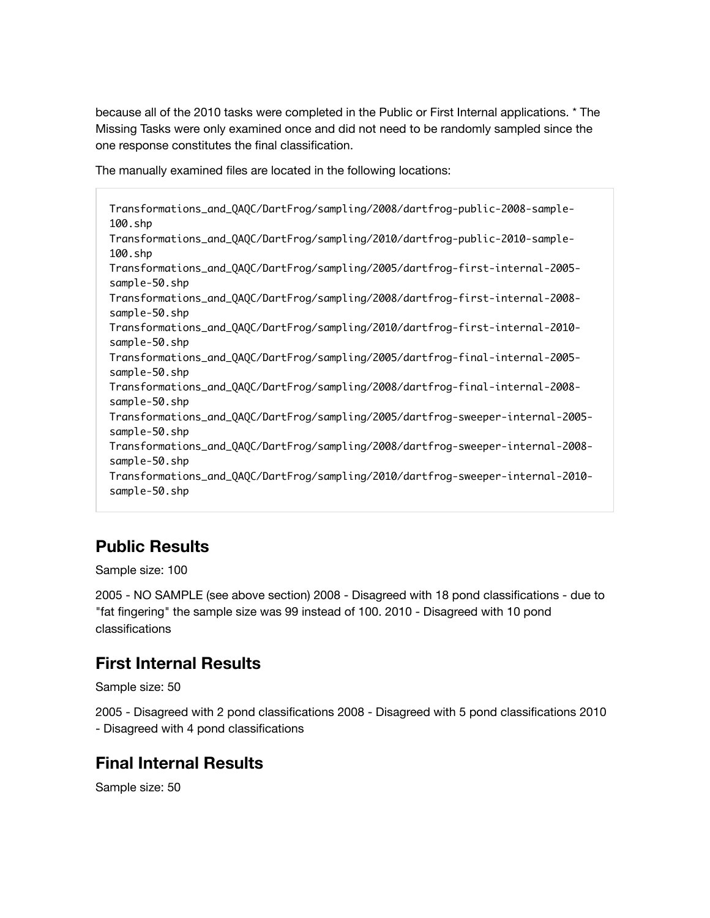because all of the 2010 tasks were completed in the Public or First Internal applications. * The Missing Tasks were only examined once and did not need to be randomly sampled since the one response constitutes the final classification.

The manually examined files are located in the following locations:

```
Transformations_and_QAQC/DartFrog/sampling/2008/dartfrog-public-2008-sample-100.shp
Transformations_and_QAQC/DartFrog/sampling/2010/dartfrog-public-2010-sample-100.shp
Transformations_and_QAQC/DartFrog/sampling/2005/dartfrog-first-internal-2005-sample-50.shp
Transformations_and_QAQC/DartFrog/sampling/2008/dartfrog-first-internal-2008-sample-50.shp
Transformations_and_QAQC/DartFrog/sampling/2010/dartfrog-first-internal-2010-sample-50.shp
Transformations_and_QAQC/DartFrog/sampling/2005/dartfrog-final-internal-2005-sample-50.shp
Transformations_and_QAQC/DartFrog/sampling/2008/dartfrog-final-internal-2008-sample-50.shp
Transformations_and_QAQC/DartFrog/sampling/2005/dartfrog-sweeper-internal-2005-sample-50.shp
Transformations_and_QAQC/DartFrog/sampling/2008/dartfrog-sweeper-internal-2008-sample-50.shp
Transformations_and_QAQC/DartFrog/sampling/2010/dartfrog-sweeper-internal-2010-sample-50.shp
```

## Public Results

Sample size: 100

2005 - NO SAMPLE (see above section) 2008 - Disagreed with 18 pond classifications - due to "fat fingering" the sample size was 99 instead of 100. 2010 - Disagreed with 10 pond classifications

## First Internal Results

Sample size: 50

2005 - Disagreed with 2 pond classifications 2008 - Disagreed with 5 pond classifications 2010 - Disagreed with 4 pond classifications

## Final Internal Results

Sample size: 50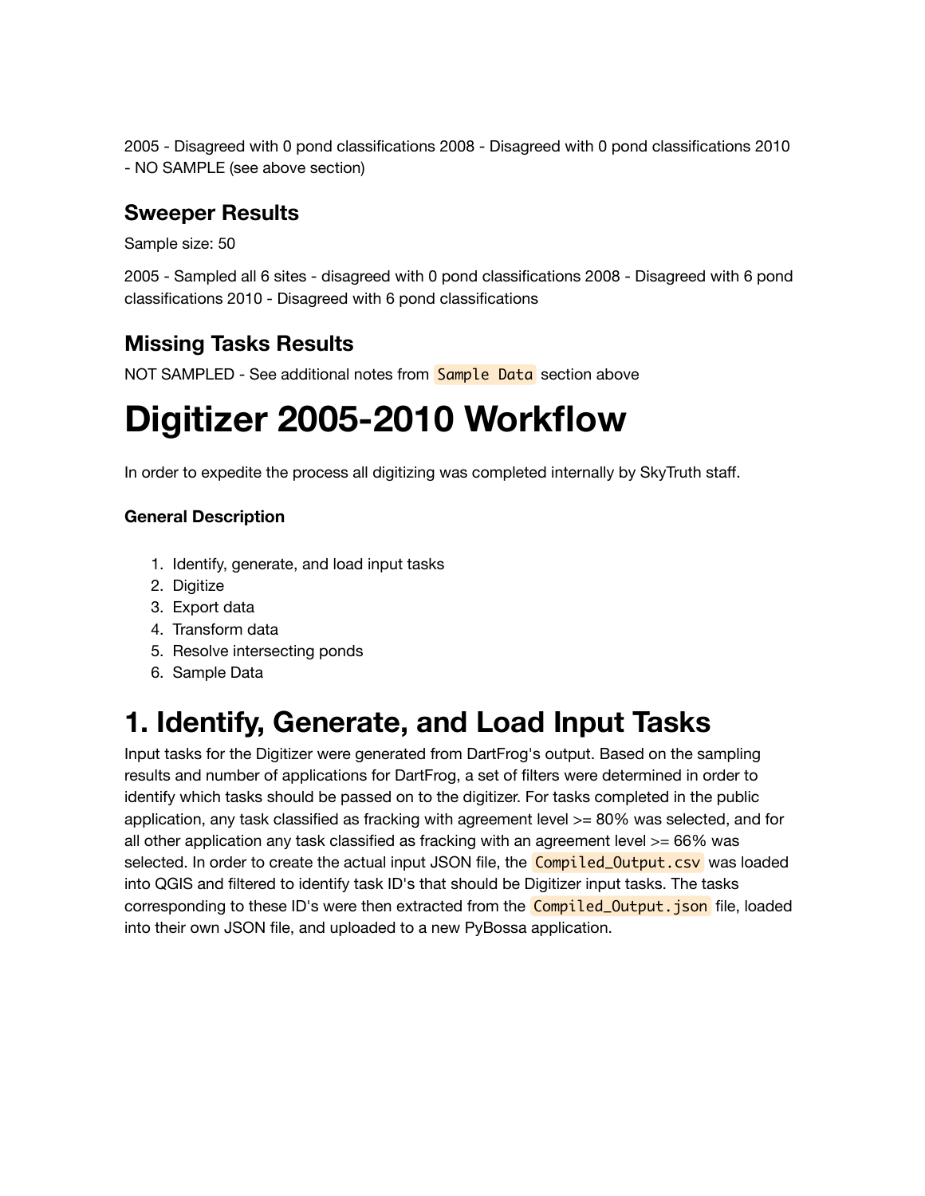2005 - Disagreed with 0 pond classifications 2008 - Disagreed with 0 pond classifications 2010 - NO SAMPLE (see above section)

### Sweeper Results

Sample size: 50

2005 - Sampled all 6 sites - disagreed with 0 pond classifications 2008 - Disagreed with 6 pond classifications 2010 - Disagreed with 6 pond classifications

### Missing Tasks Results

NOT SAMPLED - See additional notes from `Sample Data` section above

# Digitizer 2005-2010 Workflow

In order to expedite the process all digitizing was completed internally by SkyTruth staff.

#### General Description

1. Identify, generate, and load input tasks
2. Digitize
3. Export data
4. Transform data
5. Resolve intersecting ponds
6. Sample Data

# 1. Identify, Generate, and Load Input Tasks

Input tasks for the Digitizer were generated from DartFrog's output. Based on the sampling results and number of applications for DartFrog, a set of filters were determined in order to identify which tasks should be passed on to the digitizer. For tasks completed in the public application, any task classified as fracking with agreement level >= 80% was selected, and for all other application any task classified as fracking with an agreement level >= 66% was selected. In order to create the actual input JSON file, the `Compiled_Output.csv` was loaded into QGIS and filtered to identify task ID's that should be Digitizer input tasks. The tasks corresponding to these ID's were then extracted from the `Compiled_Output.json` file, loaded into their own JSON file, and uploaded to a new PyBossa application.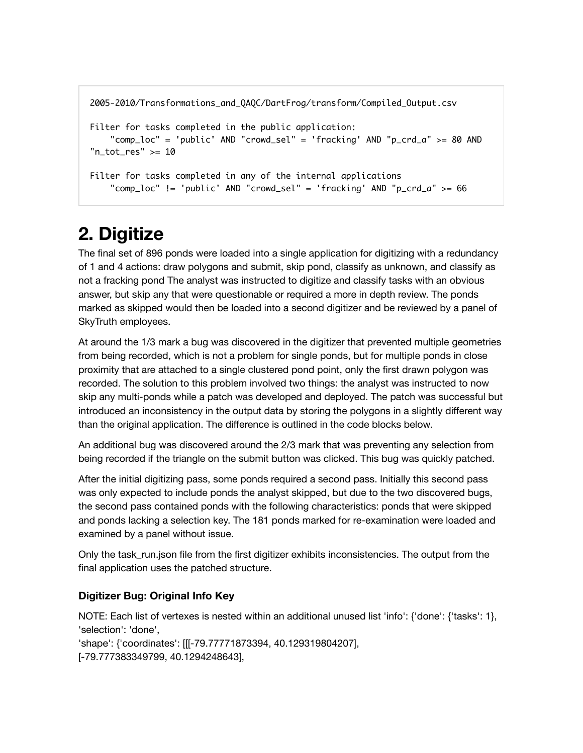```
2005-2010/Transformations_and_QAQC/DartFrog/transform/Compiled_Output.csv

Filter for tasks completed in the public application:
    "comp_loc" = 'public' AND "crowd_sel" = 'fracking' AND "p_crd_a" >= 80 AND
"n_tot_res" >= 10

Filter for tasks completed in any of the internal applications
    "comp_loc" != 'public' AND "crowd_sel" = 'fracking' AND "p_crd_a" >= 66
```

# 2. Digitize

The final set of 896 ponds were loaded into a single application for digitizing with a redundancy of 1 and 4 actions: draw polygons and submit, skip pond, classify as unknown, and classify as not a fracking pond The analyst was instructed to digitize and classify tasks with an obvious answer, but skip any that were questionable or required a more in depth review. The ponds marked as skipped would then be loaded into a second digitizer and be reviewed by a panel of SkyTruth employees.

At around the 1/3 mark a bug was discovered in the digitizer that prevented multiple geometries from being recorded, which is not a problem for single ponds, but for multiple ponds in close proximity that are attached to a single clustered pond point, only the first drawn polygon was recorded. The solution to this problem involved two things: the analyst was instructed to now skip any multi-ponds while a patch was developed and deployed. The patch was successful but introduced an inconsistency in the output data by storing the polygons in a slightly different way than the original application. The difference is outlined in the code blocks below.

An additional bug was discovered around the 2/3 mark that was preventing any selection from being recorded if the triangle on the submit button was clicked. This bug was quickly patched.

After the initial digitizing pass, some ponds required a second pass. Initially this second pass was only expected to include ponds the analyst skipped, but due to the two discovered bugs, the second pass contained ponds with the following characteristics: ponds that were skipped and ponds lacking a selection key. The 181 ponds marked for re-examination were loaded and examined by a panel without issue.

Only the task_run.json file from the first digitizer exhibits inconsistencies. The output from the final application uses the patched structure.

### Digitizer Bug: Original Info Key

NOTE: Each list of vertexes is nested within an additional unused list 'info': {'done': {'tasks': 1}, 'selection': 'done',
'shape': {'coordinates': [[[-79.77771873394, 40.129319804207],
[-79.777383349799, 40.1294248643],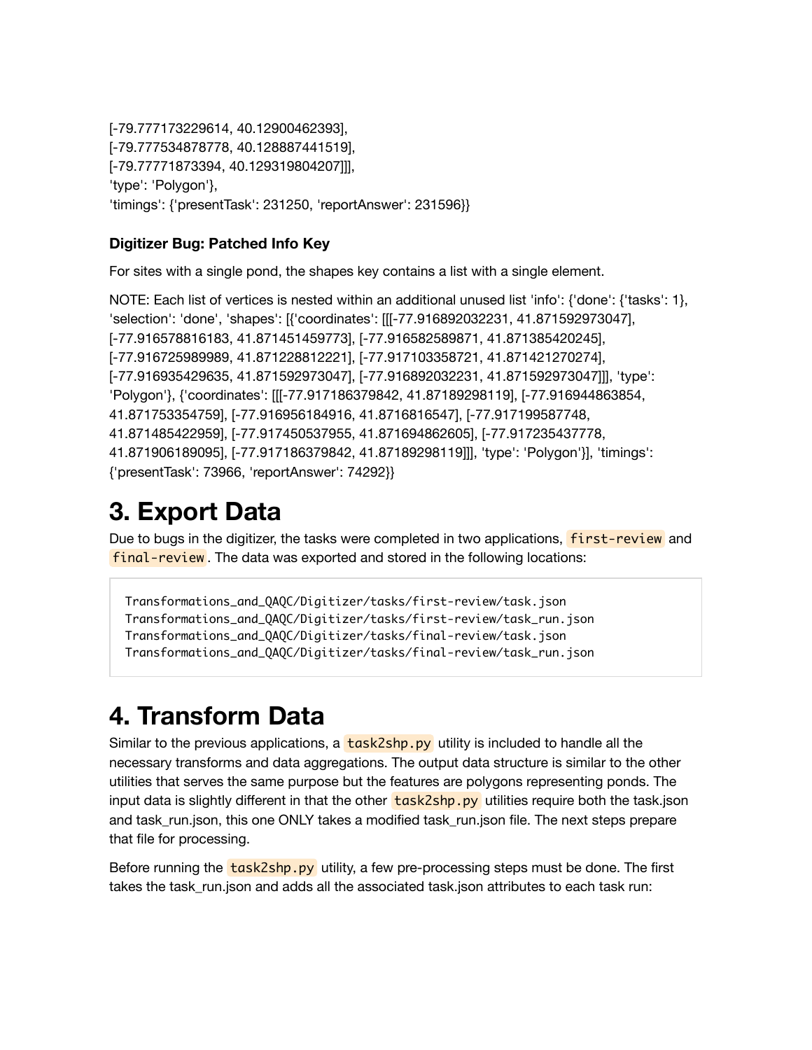[-79.777173229614, 40.12900462393],
[-79.777534878778, 40.128887441519],
[-79.77771873394, 40.129319804207]]],
'type': 'Polygon'},
'timings': {'presentTask': 231250, 'reportAnswer': 231596}}

**Digitizer Bug: Patched Info Key**

For sites with a single pond, the shapes key contains a list with a single element.

NOTE: Each list of vertices is nested within an additional unused list 'info': {'done': {'tasks': 1}, 'selection': 'done', 'shapes': [{'coordinates': [[[-77.916892032231, 41.871592973047], [-77.916578816183, 41.871451459773], [-77.916582589871, 41.871385420245], [-77.916725989989, 41.871228812221], [-77.917103358721, 41.871421270274], [-77.916935429635, 41.871592973047], [-77.916892032231, 41.871592973047]]], 'type': 'Polygon'}, {'coordinates': [[[-77.917186379842, 41.87189298119], [-77.916944863854, 41.871753354759], [-77.916956184916, 41.8716816547], [-77.917199587748, 41.871485422959], [-77.917450537955, 41.871694862605], [-77.917235437778, 41.871906189095], [-77.917186379842, 41.87189298119]]], 'type': 'Polygon'}], 'timings': {'presentTask': 73966, 'reportAnswer': 74292}}

# 3. Export Data

Due to bugs in the digitizer, the tasks were completed in two applications, `first-review` and `final-review`. The data was exported and stored in the following locations:

```
Transformations_and_QAQC/Digitizer/tasks/first-review/task.json
Transformations_and_QAQC/Digitizer/tasks/first-review/task_run.json
Transformations_and_QAQC/Digitizer/tasks/final-review/task.json
Transformations_and_QAQC/Digitizer/tasks/final-review/task_run.json
```

# 4. Transform Data

Similar to the previous applications, a `task2shp.py` utility is included to handle all the necessary transforms and data aggregations. The output data structure is similar to the other utilities that serves the same purpose but the features are polygons representing ponds. The input data is slightly different in that the other `task2shp.py` utilities require both the task.json and task_run.json, this one ONLY takes a modified task_run.json file. The next steps prepare that file for processing.

Before running the `task2shp.py` utility, a few pre-processing steps must be done. The first takes the task_run.json and adds all the associated task.json attributes to each task run: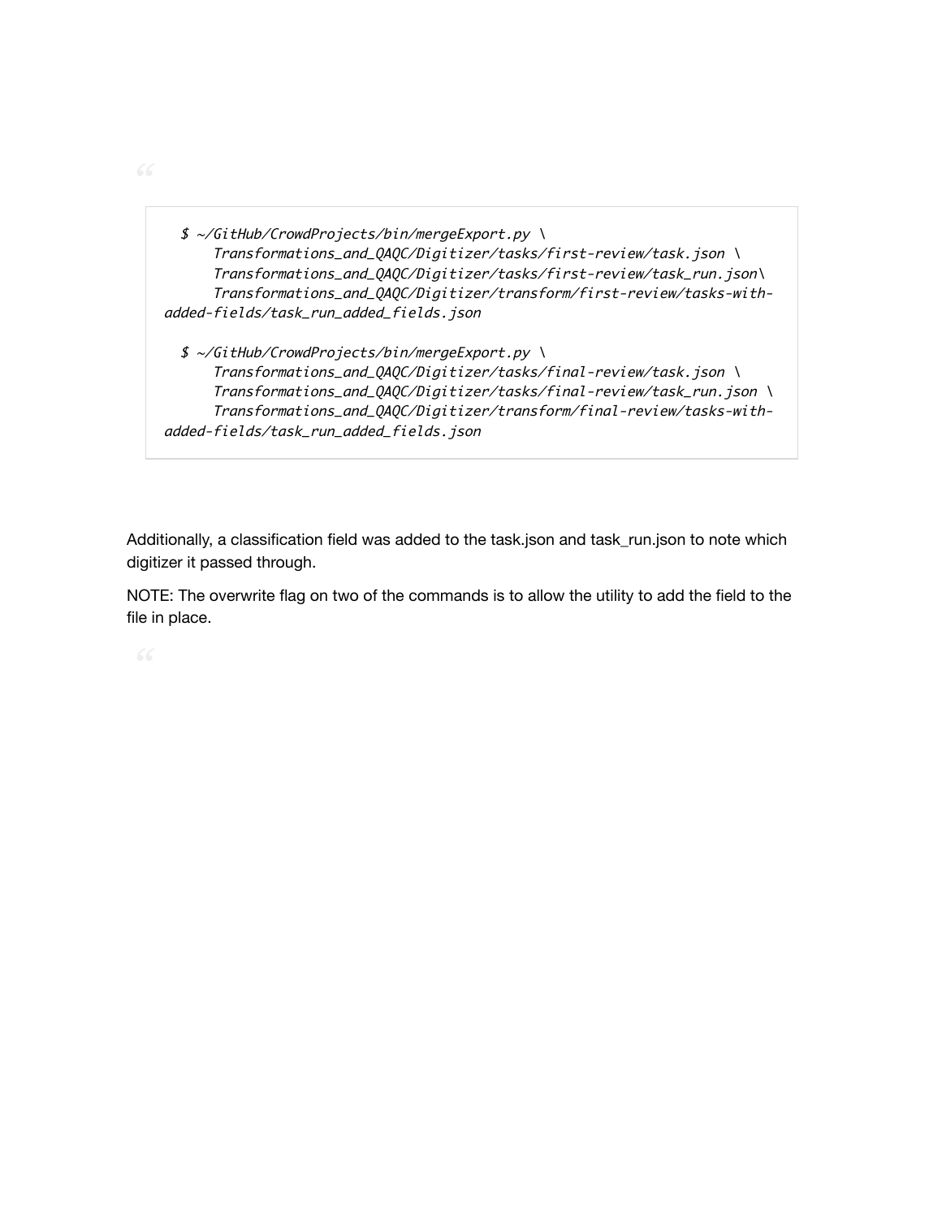```
$ ~/GitHub/CrowdProjects/bin/mergeExport.py \
    Transformations_and_QAQC/Digitizer/tasks/first-review/task.json \
    Transformations_and_QAQC/Digitizer/tasks/first-review/task_run.json\
    Transformations_and_QAQC/Digitizer/transform/first-review/tasks-with-added-fields/task_run_added_fields.json

$ ~/GitHub/CrowdProjects/bin/mergeExport.py \
    Transformations_and_QAQC/Digitizer/tasks/final-review/task.json \
    Transformations_and_QAQC/Digitizer/tasks/final-review/task_run.json \
    Transformations_and_QAQC/Digitizer/transform/final-review/tasks-with-added-fields/task_run_added_fields.json
```

Additionally, a classification field was added to the task.json and task_run.json to note which digitizer it passed through.

NOTE: The overwrite flag on two of the commands is to allow the utility to add the field to the file in place.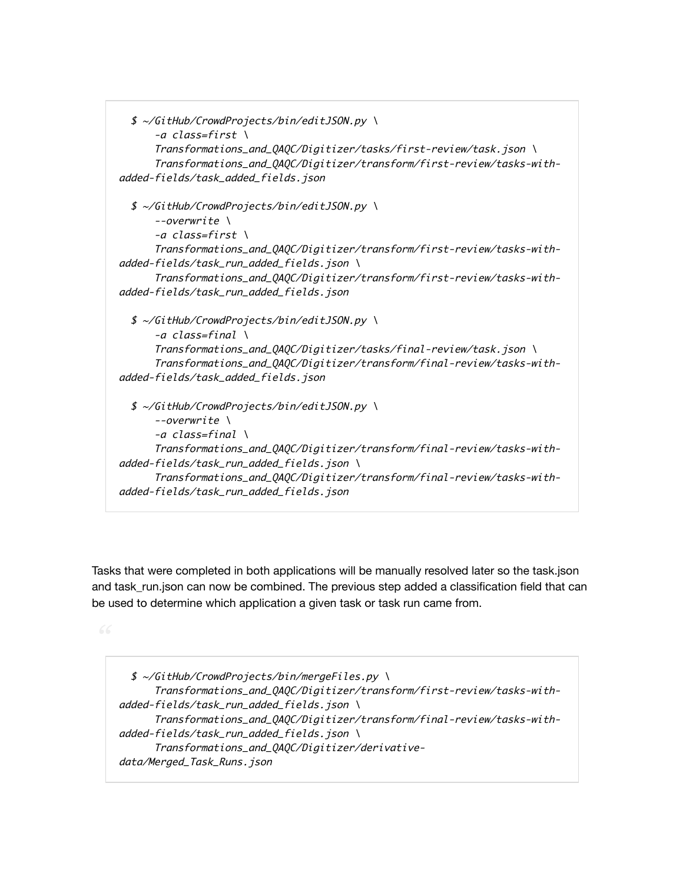```
$ ~/GitHub/CrowdProjects/bin/editJSON.py \
    -a class=first \
    Transformations_and_QAQC/Digitizer/tasks/first-review/task.json \
    Transformations_and_QAQC/Digitizer/transform/first-review/tasks-with-added-fields/task_added_fields.json

$ ~/GitHub/CrowdProjects/bin/editJSON.py \
    --overwrite \
    -a class=first \
    Transformations_and_QAQC/Digitizer/transform/first-review/tasks-with-added-fields/task_run_added_fields.json \
    Transformations_and_QAQC/Digitizer/transform/first-review/tasks-with-added-fields/task_run_added_fields.json

$ ~/GitHub/CrowdProjects/bin/editJSON.py \
    -a class=final \
    Transformations_and_QAQC/Digitizer/tasks/final-review/task.json \
    Transformations_and_QAQC/Digitizer/transform/final-review/tasks-with-added-fields/task_added_fields.json

$ ~/GitHub/CrowdProjects/bin/editJSON.py \
    --overwrite \
    -a class=final \
    Transformations_and_QAQC/Digitizer/transform/final-review/tasks-with-added-fields/task_run_added_fields.json \
    Transformations_and_QAQC/Digitizer/transform/final-review/tasks-with-added-fields/task_run_added_fields.json
```

Tasks that were completed in both applications will be manually resolved later so the task.json and task_run.json can now be combined. The previous step added a classification field that can be used to determine which application a given task or task run came from.

```
$ ~/GitHub/CrowdProjects/bin/mergeFiles.py \
    Transformations_and_QAQC/Digitizer/transform/first-review/tasks-with-added-fields/task_run_added_fields.json \
    Transformations_and_QAQC/Digitizer/transform/final-review/tasks-with-added-fields/task_run_added_fields.json \
    Transformations_and_QAQC/Digitizer/derivative-data/Merged_Task_Runs.json
```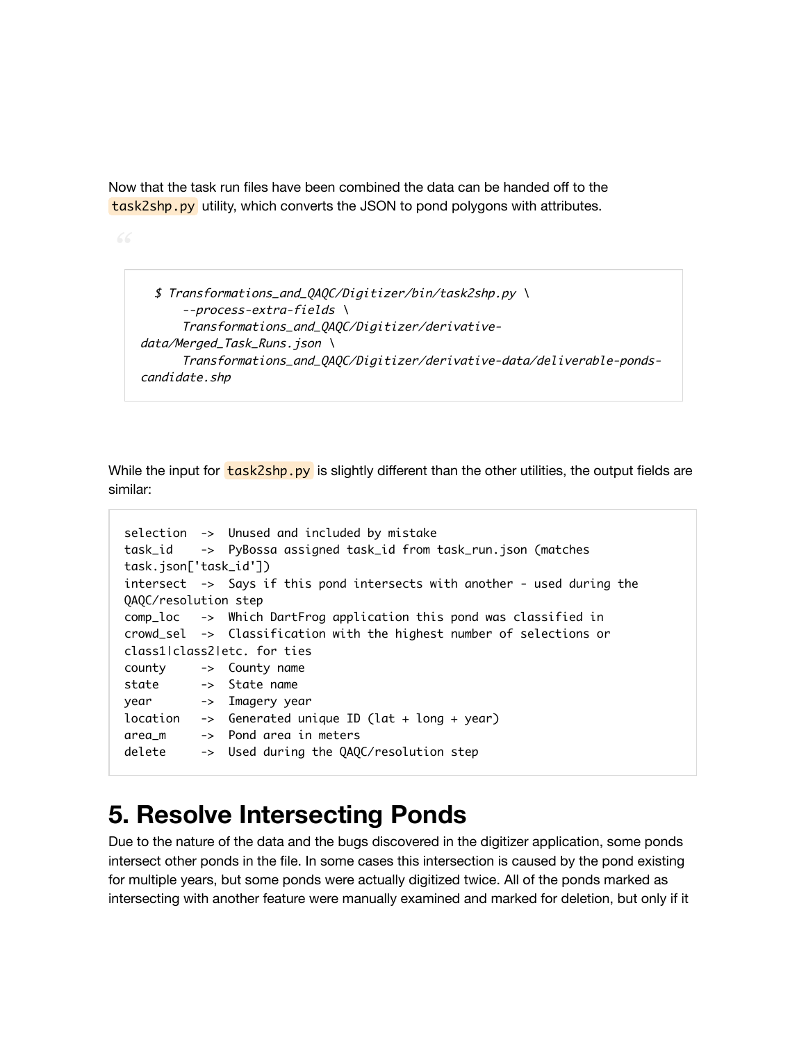Now that the task run files have been combined the data can be handed off to the `task2shp.py` utility, which converts the JSON to pond polygons with attributes.

> ```
> $ Transformations_and_QAQC/Digitizer/bin/task2shp.py \
>     --process-extra-fields \
>     Transformations_and_QAQC/Digitizer/derivative-data/Merged_Task_Runs.json \
>     Transformations_and_QAQC/Digitizer/derivative-data/deliverable-ponds-candidate.shp
> ```

While the input for `task2shp.py` is slightly different than the other utilities, the output fields are similar:

```
selection  ->  Unused and included by mistake
task_id    ->  PyBossa assigned task_id from task_run.json (matches task.json['task_id'])
intersect  ->  Says if this pond intersects with another - used during the QAQC/resolution step
comp_loc   ->  Which DartFrog application this pond was classified in
crowd_sel  ->  Classification with the highest number of selections or class1|class2|etc. for ties
county     ->  County name
state      ->  State name
year       ->  Imagery year
location   ->  Generated unique ID (lat + long + year)
area_m     ->  Pond area in meters
delete     ->  Used during the QAQC/resolution step
```

# 5. Resolve Intersecting Ponds

Due to the nature of the data and the bugs discovered in the digitizer application, some ponds intersect other ponds in the file. In some cases this intersection is caused by the pond existing for multiple years, but some ponds were actually digitized twice. All of the ponds marked as intersecting with another feature were manually examined and marked for deletion, but only if it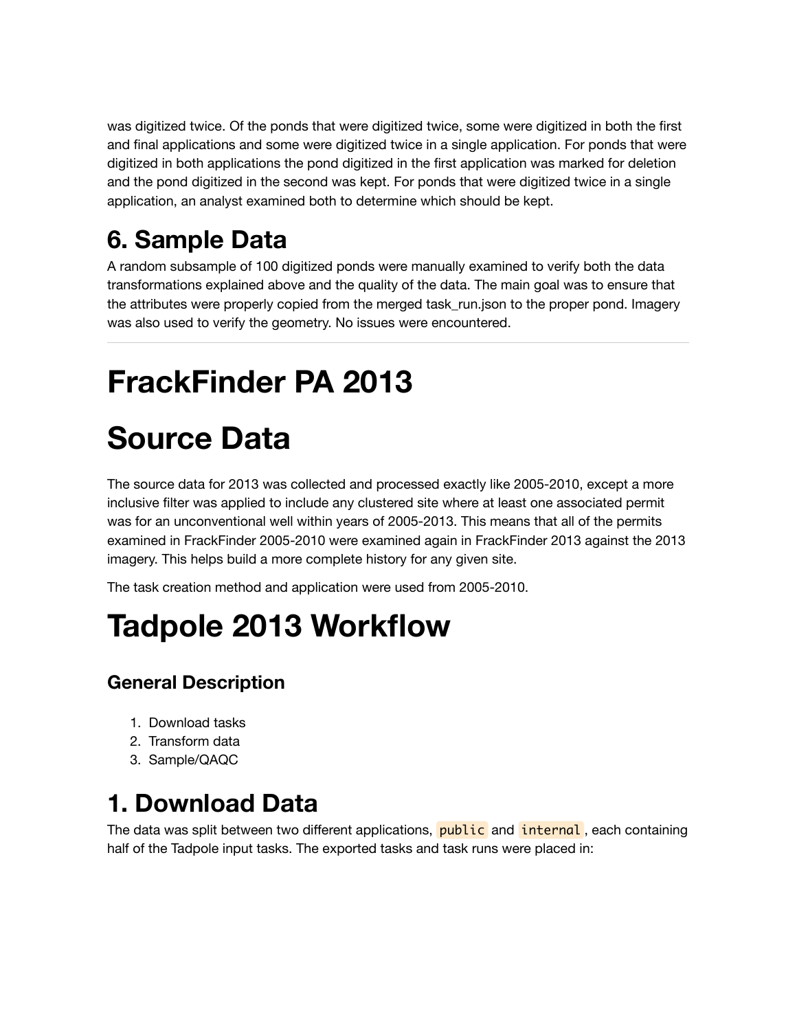was digitized twice. Of the ponds that were digitized twice, some were digitized in both the first and final applications and some were digitized twice in a single application. For ponds that were digitized in both applications the pond digitized in the first application was marked for deletion and the pond digitized in the second was kept. For ponds that were digitized twice in a single application, an analyst examined both to determine which should be kept.

## 6. Sample Data

A random subsample of 100 digitized ponds were manually examined to verify both the data transformations explained above and the quality of the data. The main goal was to ensure that the attributes were properly copied from the merged task_run.json to the proper pond. Imagery was also used to verify the geometry. No issues were encountered.

---

# FrackFinder PA 2013

# Source Data

The source data for 2013 was collected and processed exactly like 2005-2010, except a more inclusive filter was applied to include any clustered site where at least one associated permit was for an unconventional well within years of 2005-2013. This means that all of the permits examined in FrackFinder 2005-2010 were examined again in FrackFinder 2013 against the 2013 imagery. This helps build a more complete history for any given site.

The task creation method and application were used from 2005-2010.

# Tadpole 2013 Workflow

### General Description

1. Download tasks
2. Transform data
3. Sample/QAQC

## 1. Download Data

The data was split between two different applications, `public` and `internal`, each containing half of the Tadpole input tasks. The exported tasks and task runs were placed in: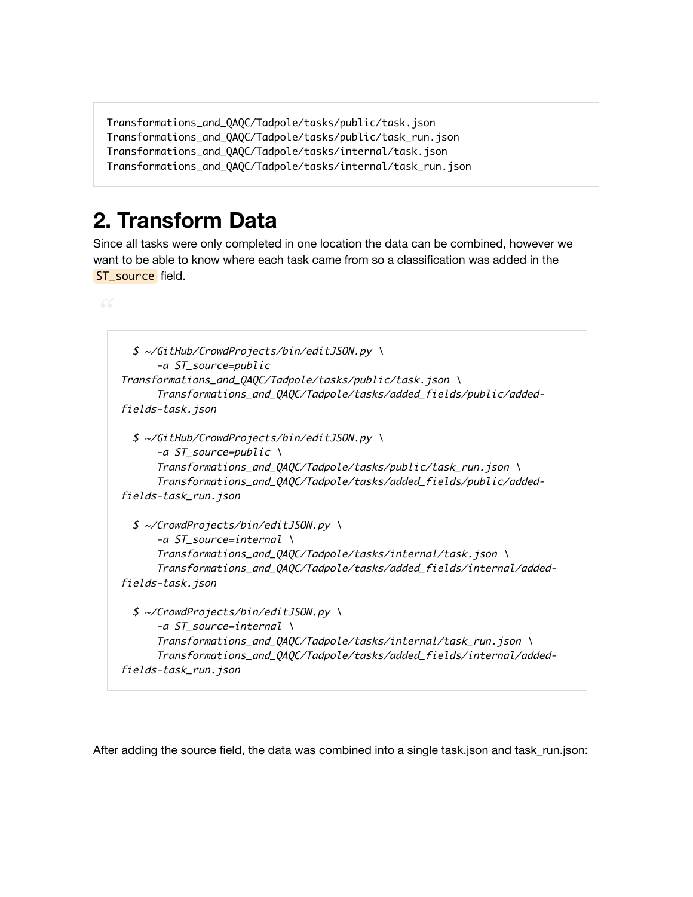```
Transformations_and_QAQC/Tadpole/tasks/public/task.json
Transformations_and_QAQC/Tadpole/tasks/public/task_run.json
Transformations_and_QAQC/Tadpole/tasks/internal/task.json
Transformations_and_QAQC/Tadpole/tasks/internal/task_run.json
```

## 2. Transform Data

Since all tasks were only completed in one location the data can be combined, however we want to be able to know where each task came from so a classification was added in the `ST_source` field.

> ```
>   $ ~/GitHub/CrowdProjects/bin/editJSON.py \
>       -a ST_source=public
> Transformations_and_QAQC/Tadpole/tasks/public/task.json \
>       Transformations_and_QAQC/Tadpole/tasks/added_fields/public/added-
> fields-task.json
>
>   $ ~/GitHub/CrowdProjects/bin/editJSON.py \
>       -a ST_source=public \
>       Transformations_and_QAQC/Tadpole/tasks/public/task_run.json \
>       Transformations_and_QAQC/Tadpole/tasks/added_fields/public/added-
> fields-task_run.json
>
>   $ ~/CrowdProjects/bin/editJSON.py \
>       -a ST_source=internal \
>       Transformations_and_QAQC/Tadpole/tasks/internal/task.json \
>       Transformations_and_QAQC/Tadpole/tasks/added_fields/internal/added-
> fields-task.json
>
>   $ ~/CrowdProjects/bin/editJSON.py \
>       -a ST_source=internal \
>       Transformations_and_QAQC/Tadpole/tasks/internal/task_run.json \
>       Transformations_and_QAQC/Tadpole/tasks/added_fields/internal/added-
> fields-task_run.json
> ```

After adding the source field, the data was combined into a single task.json and task_run.json: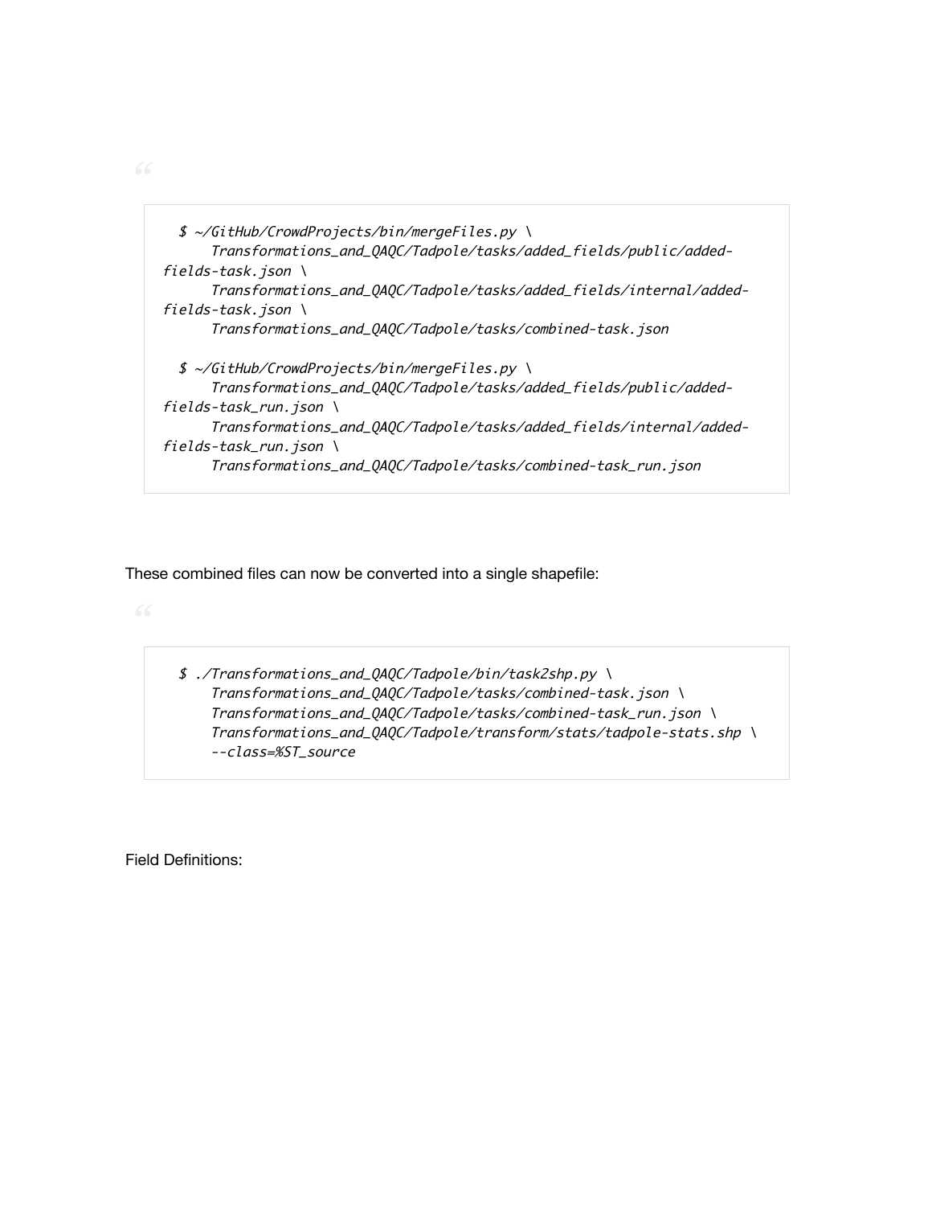```
$ ~/GitHub/CrowdProjects/bin/mergeFiles.py \
    Transformations_and_QAQC/Tadpole/tasks/added_fields/public/added-fields-task.json \
    Transformations_and_QAQC/Tadpole/tasks/added_fields/internal/added-fields-task.json \
    Transformations_and_QAQC/Tadpole/tasks/combined-task.json

$ ~/GitHub/CrowdProjects/bin/mergeFiles.py \
    Transformations_and_QAQC/Tadpole/tasks/added_fields/public/added-fields-task_run.json \
    Transformations_and_QAQC/Tadpole/tasks/added_fields/internal/added-fields-task_run.json \
    Transformations_and_QAQC/Tadpole/tasks/combined-task_run.json
```

These combined files can now be converted into a single shapefile:

```
$ ./Transformations_and_QAQC/Tadpole/bin/task2shp.py \
    Transformations_and_QAQC/Tadpole/tasks/combined-task.json \
    Transformations_and_QAQC/Tadpole/tasks/combined-task_run.json \
    Transformations_and_QAQC/Tadpole/transform/stats/tadpole-stats.shp \
    --class=%ST_source
```

Field Definitions: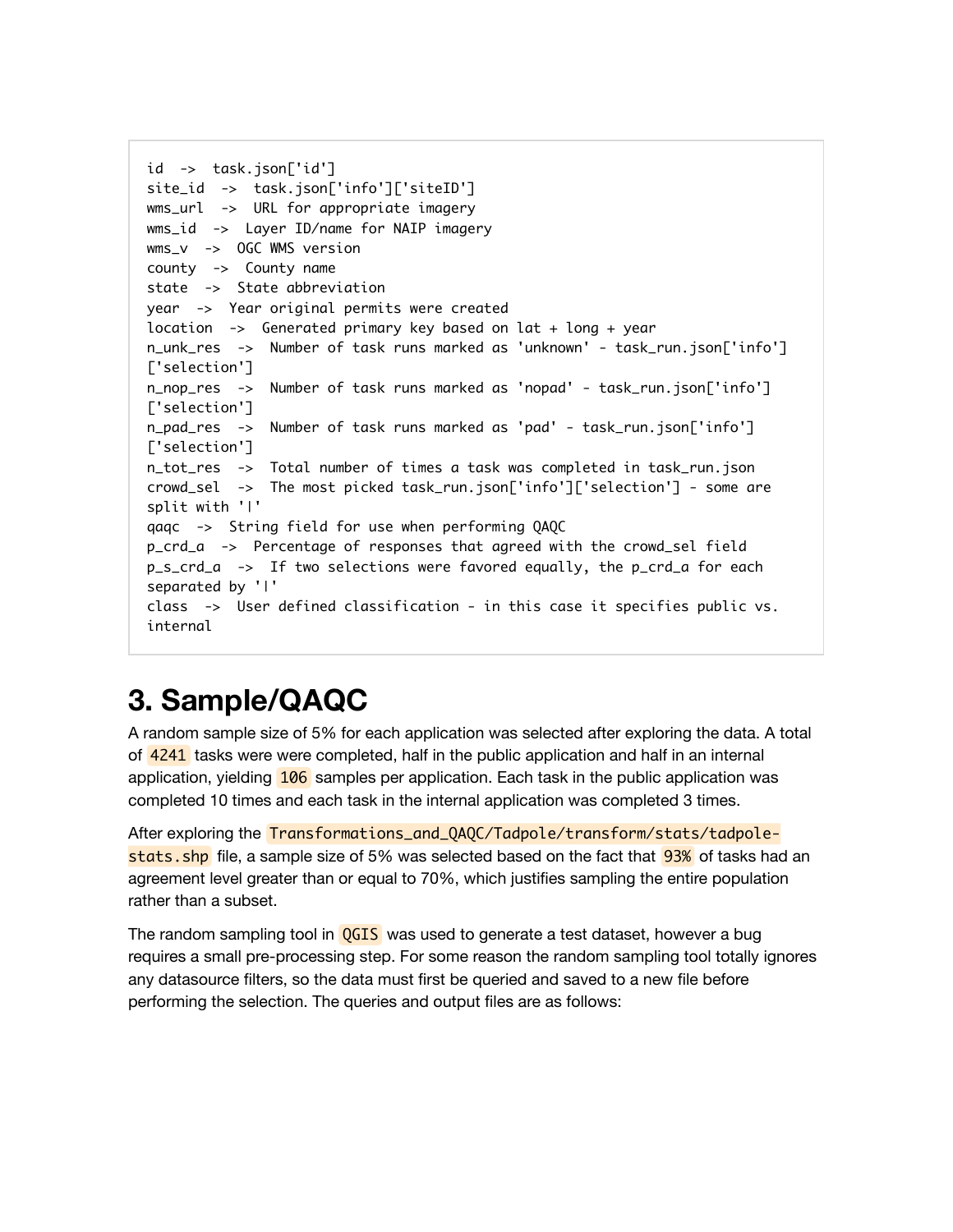```
id  ->  task.json['id']
site_id  ->  task.json['info']['siteID']
wms_url  ->  URL for appropriate imagery
wms_id  ->  Layer ID/name for NAIP imagery
wms_v  ->  OGC WMS version
county  ->  County name
state  ->  State abbreviation
year  ->  Year original permits were created
location  ->  Generated primary key based on lat + long + year
n_unk_res  ->  Number of task runs marked as 'unknown' - task_run.json['info']
['selection']
n_nop_res  ->  Number of task runs marked as 'nopad' - task_run.json['info']
['selection']
n_pad_res  ->  Number of task runs marked as 'pad' - task_run.json['info']
['selection']
n_tot_res  ->  Total number of times a task was completed in task_run.json
crowd_sel  ->  The most picked task_run.json['info']['selection'] - some are
split with '|'
qaqc  ->  String field for use when performing QAQC
p_crd_a  ->  Percentage of responses that agreed with the crowd_sel field
p_s_crd_a  ->  If two selections were favored equally, the p_crd_a for each
separated by '|'
class  ->  User defined classification - in this case it specifies public vs.
internal
```

# 3. Sample/QAQC

A random sample size of 5% for each application was selected after exploring the data. A total of `4241` tasks were were completed, half in the public application and half in an internal application, yielding `106` samples per application. Each task in the public application was completed 10 times and each task in the internal application was completed 3 times.

After exploring the `Transformations_and_QAQC/Tadpole/transform/stats/tadpole-stats.shp` file, a sample size of 5% was selected based on the fact that `93%` of tasks had an agreement level greater than or equal to 70%, which justifies sampling the entire population rather than a subset.

The random sampling tool in `QGIS` was used to generate a test dataset, however a bug requires a small pre-processing step. For some reason the random sampling tool totally ignores any datasource filters, so the data must first be queried and saved to a new file before performing the selection. The queries and output files are as follows: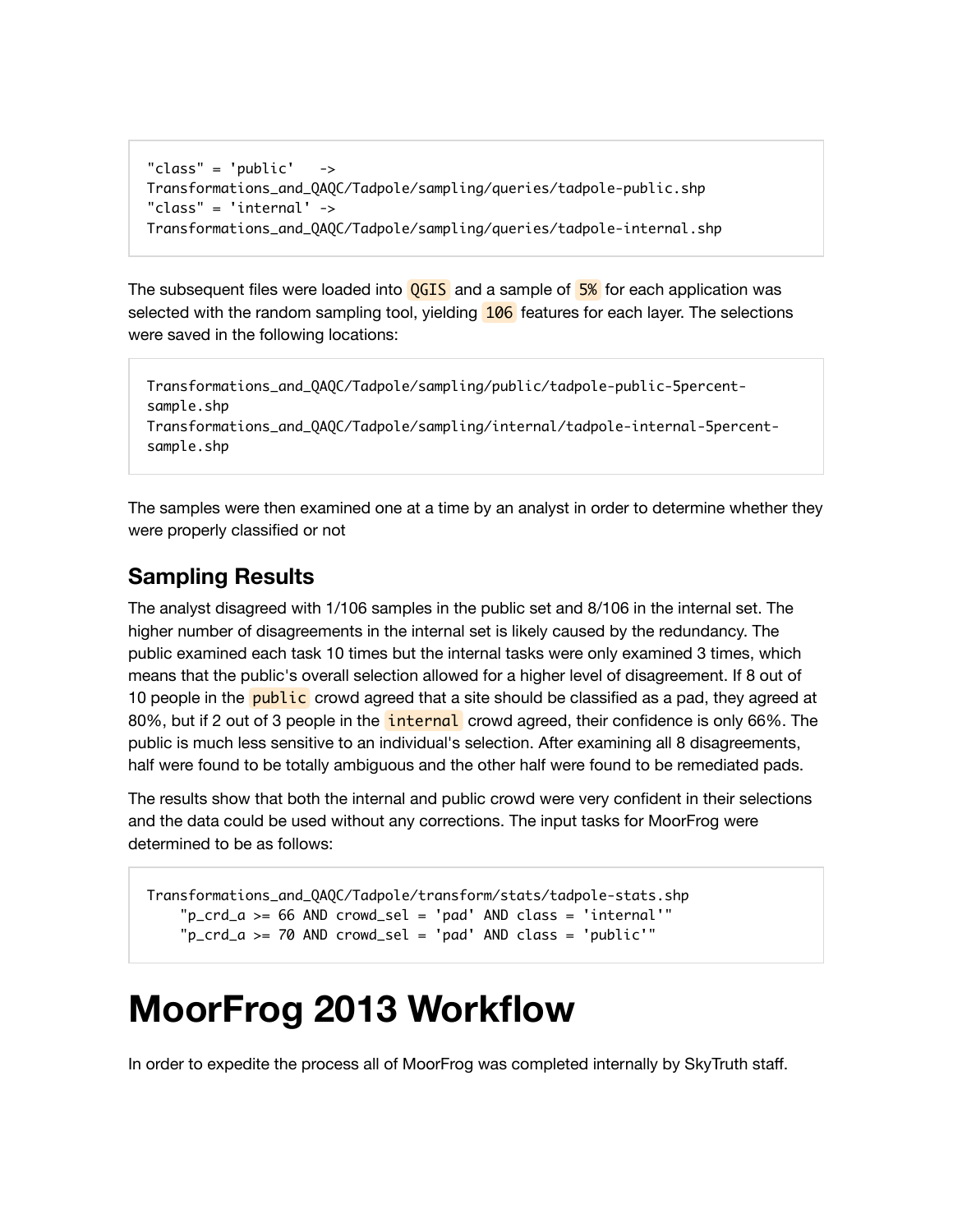```
"class" = 'public'   ->
Transformations_and_QAQC/Tadpole/sampling/queries/tadpole-public.shp
"class" = 'internal' ->
Transformations_and_QAQC/Tadpole/sampling/queries/tadpole-internal.shp
```

The subsequent files were loaded into `QGIS` and a sample of `5%` for each application was selected with the random sampling tool, yielding `106` features for each layer. The selections were saved in the following locations:

```
Transformations_and_QAQC/Tadpole/sampling/public/tadpole-public-5percent-sample.shp
Transformations_and_QAQC/Tadpole/sampling/internal/tadpole-internal-5percent-sample.shp
```

The samples were then examined one at a time by an analyst in order to determine whether they were properly classified or not

## Sampling Results

The analyst disagreed with 1/106 samples in the public set and 8/106 in the internal set. The higher number of disagreements in the internal set is likely caused by the redundancy. The public examined each task 10 times but the internal tasks were only examined 3 times, which means that the public's overall selection allowed for a higher level of disagreement. If 8 out of 10 people in the `public` crowd agreed that a site should be classified as a pad, they agreed at 80%, but if 2 out of 3 people in the `internal` crowd agreed, their confidence is only 66%. The public is much less sensitive to an individual's selection. After examining all 8 disagreements, half were found to be totally ambiguous and the other half were found to be remediated pads.

The results show that both the internal and public crowd were very confident in their selections and the data could be used without any corrections. The input tasks for MoorFrog were determined to be as follows:

```
Transformations_and_QAQC/Tadpole/transform/stats/tadpole-stats.shp
    "p_crd_a >= 66 AND crowd_sel = 'pad' AND class = 'internal'"
    "p_crd_a >= 70 AND crowd_sel = 'pad' AND class = 'public'"
```

# MoorFrog 2013 Workflow

In order to expedite the process all of MoorFrog was completed internally by SkyTruth staff.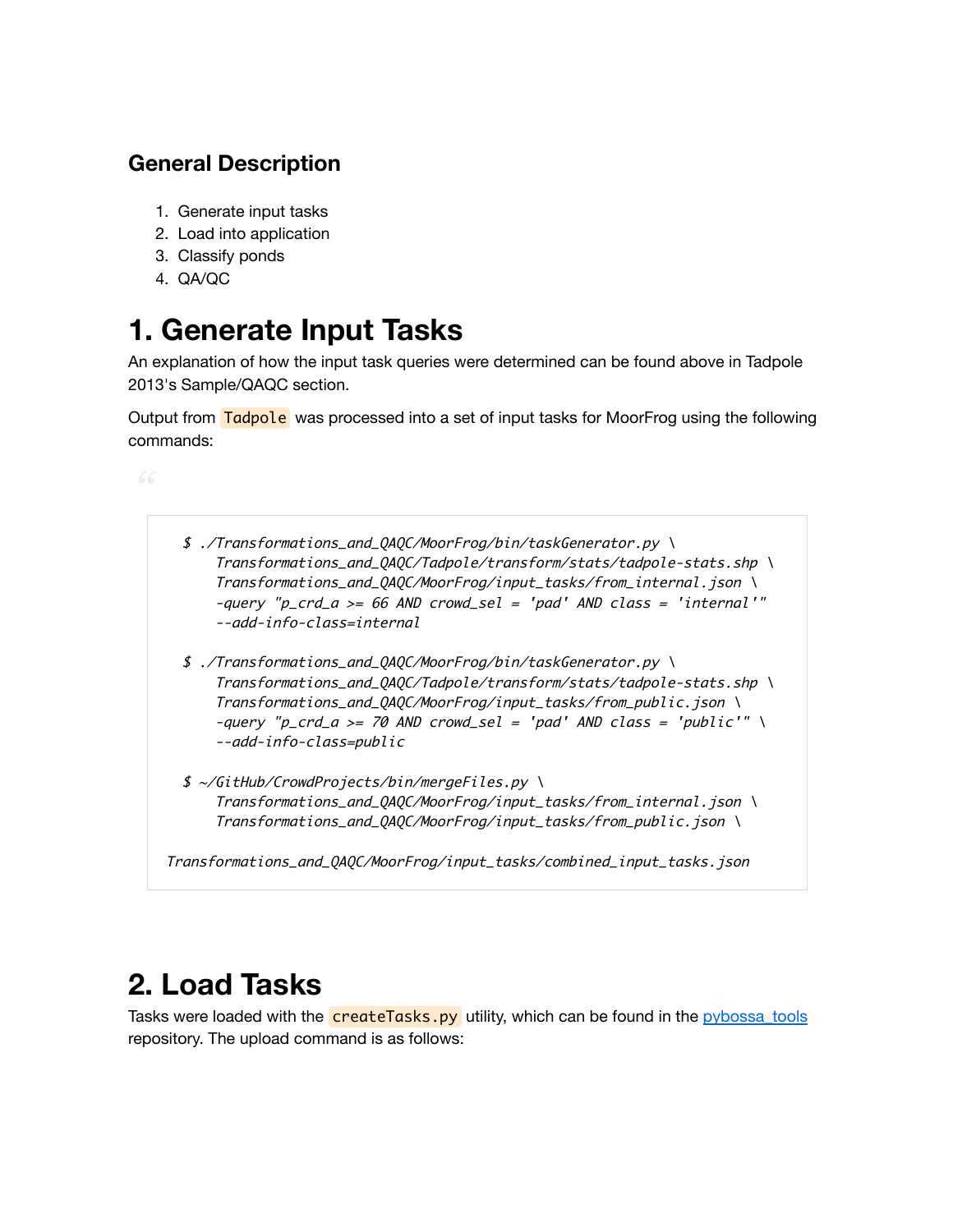### General Description

1. Generate input tasks
2. Load into application
3. Classify ponds
4. QA/QC

# 1. Generate Input Tasks

An explanation of how the input task queries were determined can be found above in Tadpole 2013's Sample/QAQC section.

Output from `Tadpole` was processed into a set of input tasks for MoorFrog using the following commands:

```
$ ./Transformations_and_QAQC/MoorFrog/bin/taskGenerator.py \
    Transformations_and_QAQC/Tadpole/transform/stats/tadpole-stats.shp \
    Transformations_and_QAQC/MoorFrog/input_tasks/from_internal.json \
    -query "p_crd_a >= 66 AND crowd_sel = 'pad' AND class = 'internal'"
    --add-info-class=internal

$ ./Transformations_and_QAQC/MoorFrog/bin/taskGenerator.py \
    Transformations_and_QAQC/Tadpole/transform/stats/tadpole-stats.shp \
    Transformations_and_QAQC/MoorFrog/input_tasks/from_public.json \
    -query "p_crd_a >= 70 AND crowd_sel = 'pad' AND class = 'public'" \
    --add-info-class=public

$ ~/GitHub/CrowdProjects/bin/mergeFiles.py \
    Transformations_and_QAQC/MoorFrog/input_tasks/from_internal.json \
    Transformations_and_QAQC/MoorFrog/input_tasks/from_public.json \

Transformations_and_QAQC/MoorFrog/input_tasks/combined_input_tasks.json
```

# 2. Load Tasks

Tasks were loaded with the `createTasks.py` utility, which can be found in the pybossa_tools repository. The upload command is as follows: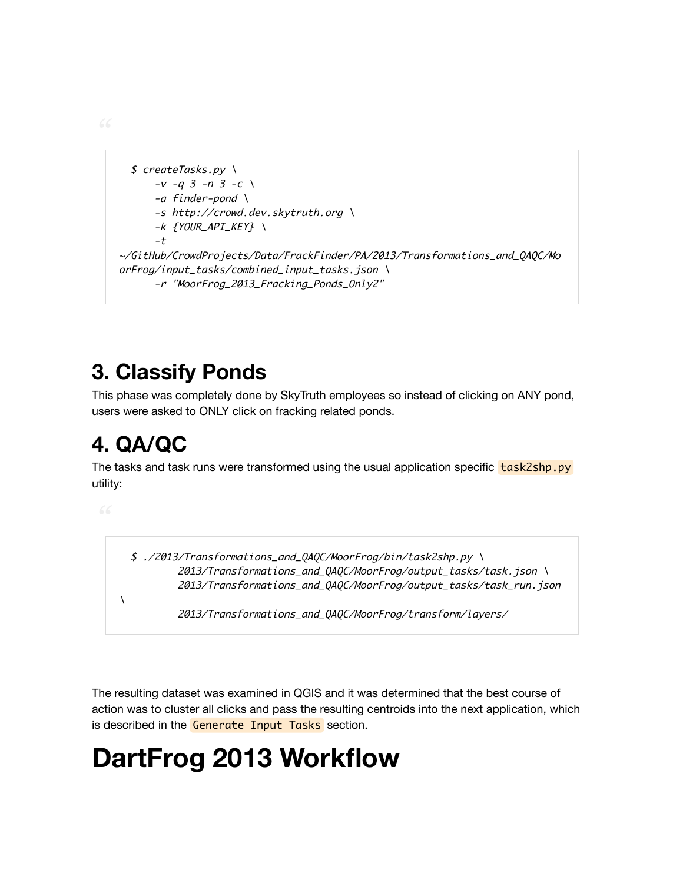```
$ createTasks.py \
    -v -q 3 -n 3 -c \
    -a finder-pond \
    -s http://crowd.dev.skytruth.org \
    -k {YOUR_API_KEY} \
    -t
~/GitHub/CrowdProjects/Data/FrackFinder/PA/2013/Transformations_and_QAQC/MoorFrog/input_tasks/combined_input_tasks.json \
    -r "MoorFrog_2013_Fracking_Ponds_Only2"
```

# 3. Classify Ponds

This phase was completely done by SkyTruth employees so instead of clicking on ANY pond, users were asked to ONLY click on fracking related ponds.

# 4. QA/QC

The tasks and task runs were transformed using the usual application specific `task2shp.py` utility:

```
$ ./2013/Transformations_and_QAQC/MoorFrog/bin/task2shp.py \
        2013/Transformations_and_QAQC/MoorFrog/output_tasks/task.json \
        2013/Transformations_and_QAQC/MoorFrog/output_tasks/task_run.json \
        2013/Transformations_and_QAQC/MoorFrog/transform/layers/
```

The resulting dataset was examined in QGIS and it was determined that the best course of action was to cluster all clicks and pass the resulting centroids into the next application, which is described in the `Generate Input Tasks` section.

# DartFrog 2013 Workflow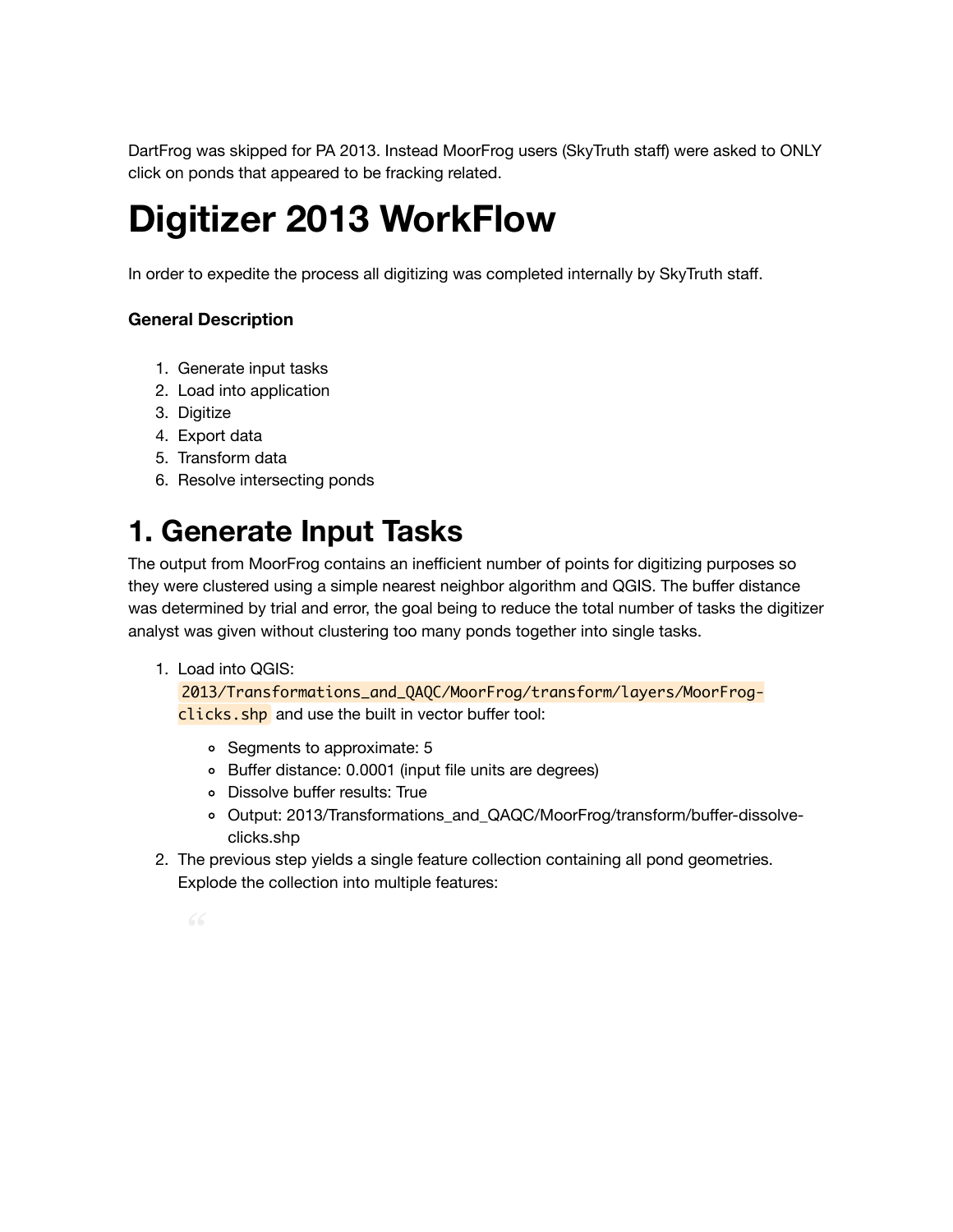DartFrog was skipped for PA 2013. Instead MoorFrog users (SkyTruth staff) were asked to ONLY click on ponds that appeared to be fracking related.

# Digitizer 2013 WorkFlow

In order to expedite the process all digitizing was completed internally by SkyTruth staff.

### General Description

1. Generate input tasks
2. Load into application
3. Digitize
4. Export data
5. Transform data
6. Resolve intersecting ponds

# 1. Generate Input Tasks

The output from MoorFrog contains an inefficient number of points for digitizing purposes so they were clustered using a simple nearest neighbor algorithm and QGIS. The buffer distance was determined by trial and error, the goal being to reduce the total number of tasks the digitizer analyst was given without clustering too many ponds together into single tasks.

1. Load into QGIS: `2013/Transformations_and_QAQC/MoorFrog/transform/layers/MoorFrog-clicks.shp` and use the built in vector buffer tool:
    - Segments to approximate: 5
    - Buffer distance: 0.0001 (input file units are degrees)
    - Dissolve buffer results: True
    - Output: 2013/Transformations_and_QAQC/MoorFrog/transform/buffer-dissolve-clicks.shp
2. The previous step yields a single feature collection containing all pond geometries. Explode the collection into multiple features: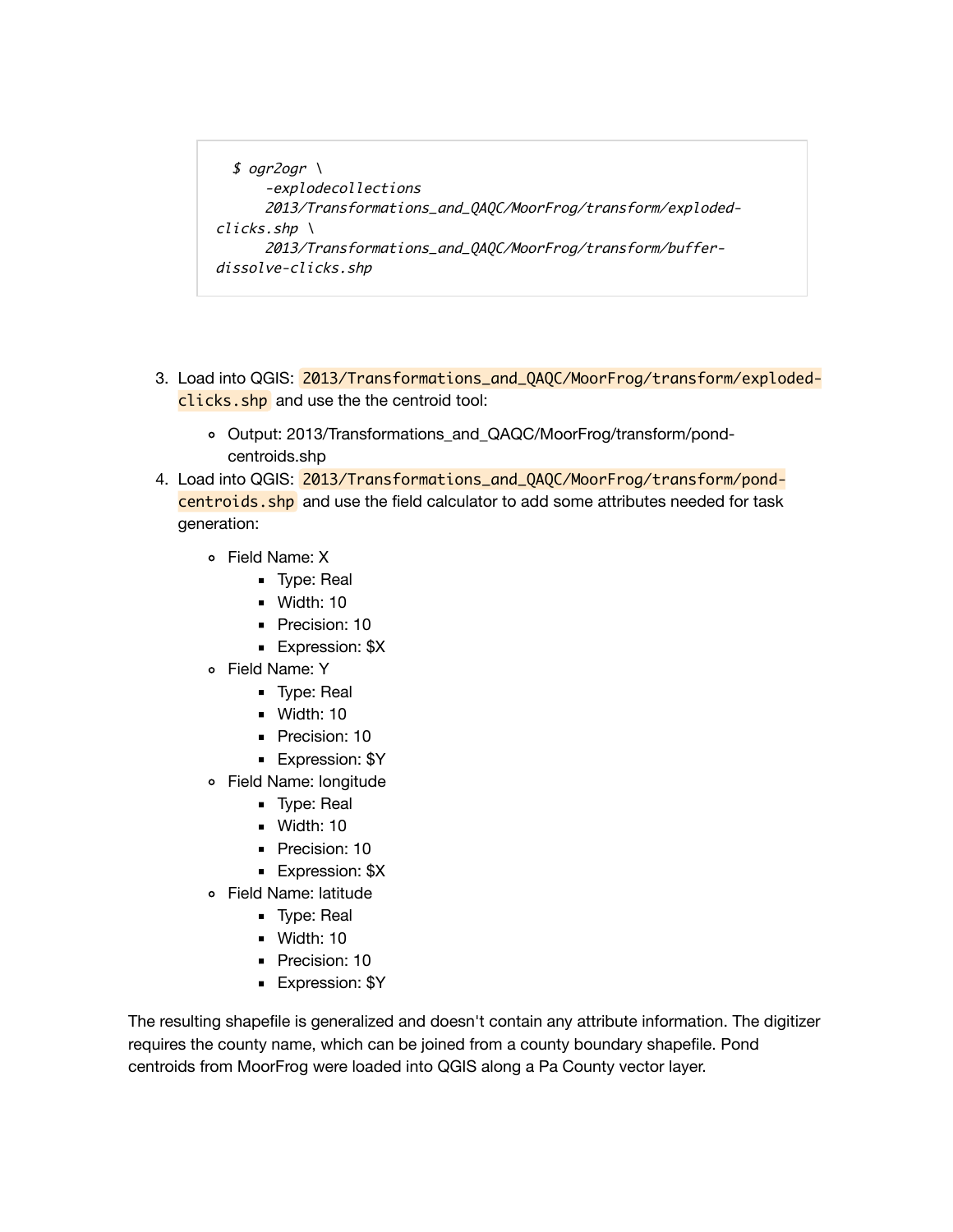```
$ ogr2ogr \
    -explodecollections
    2013/Transformations_and_QAQC/MoorFrog/transform/exploded-clicks.shp \
    2013/Transformations_and_QAQC/MoorFrog/transform/buffer-dissolve-clicks.shp
```

3. Load into QGIS: `2013/Transformations_and_QAQC/MoorFrog/transform/exploded-clicks.shp` and use the the centroid tool:
   - Output: 2013/Transformations_and_QAQC/MoorFrog/transform/pond-centroids.shp
4. Load into QGIS: `2013/Transformations_and_QAQC/MoorFrog/transform/pond-centroids.shp` and use the field calculator to add some attributes needed for task generation:
   - Field Name: X
     - Type: Real
     - Width: 10
     - Precision: 10
     - Expression: $X
   - Field Name: Y
     - Type: Real
     - Width: 10
     - Precision: 10
     - Expression: $Y
   - Field Name: longitude
     - Type: Real
     - Width: 10
     - Precision: 10
     - Expression: $X
   - Field Name: latitude
     - Type: Real
     - Width: 10
     - Precision: 10
     - Expression: $Y

The resulting shapefile is generalized and doesn't contain any attribute information. The digitizer requires the county name, which can be joined from a county boundary shapefile. Pond centroids from MoorFrog were loaded into QGIS along a Pa County vector layer.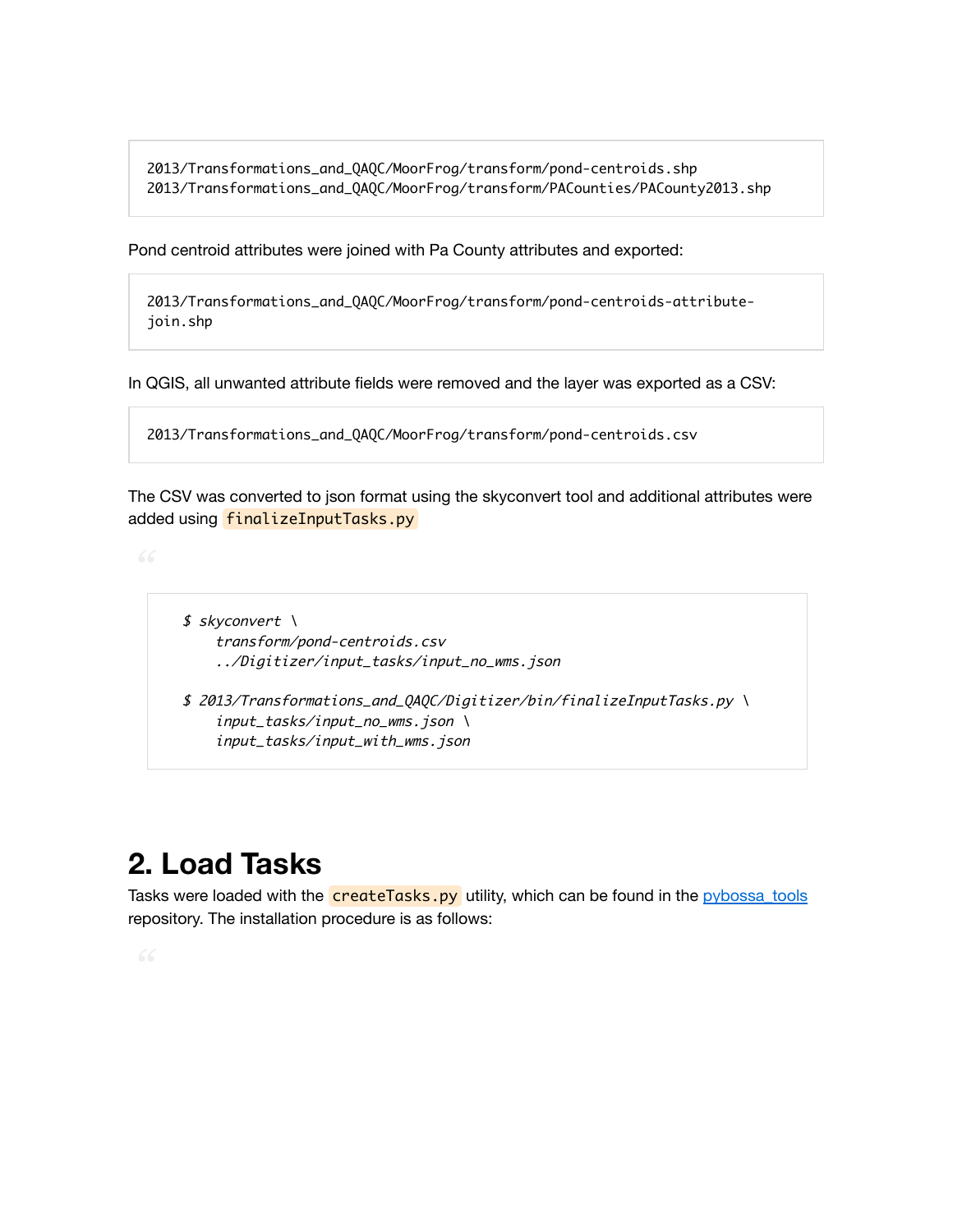```
2013/Transformations_and_QAQC/MoorFrog/transform/pond-centroids.shp
2013/Transformations_and_QAQC/MoorFrog/transform/PACounties/PACounty2013.shp
```

Pond centroid attributes were joined with Pa County attributes and exported:

```
2013/Transformations_and_QAQC/MoorFrog/transform/pond-centroids-attribute-join.shp
```

In QGIS, all unwanted attribute fields were removed and the layer was exported as a CSV:

```
2013/Transformations_and_QAQC/MoorFrog/transform/pond-centroids.csv
```

The CSV was converted to json format using the skyconvert tool and additional attributes were added using `finalizeInputTasks.py`

> ```
> $ skyconvert \
>     transform/pond-centroids.csv
>     ../Digitizer/input_tasks/input_no_wms.json
>
> $ 2013/Transformations_and_QAQC/Digitizer/bin/finalizeInputTasks.py \
>     input_tasks/input_no_wms.json \
>     input_tasks/input_with_wms.json
> ```

# 2. Load Tasks

Tasks were loaded with the `createTasks.py` utility, which can be found in the pybossa_tools repository. The installation procedure is as follows: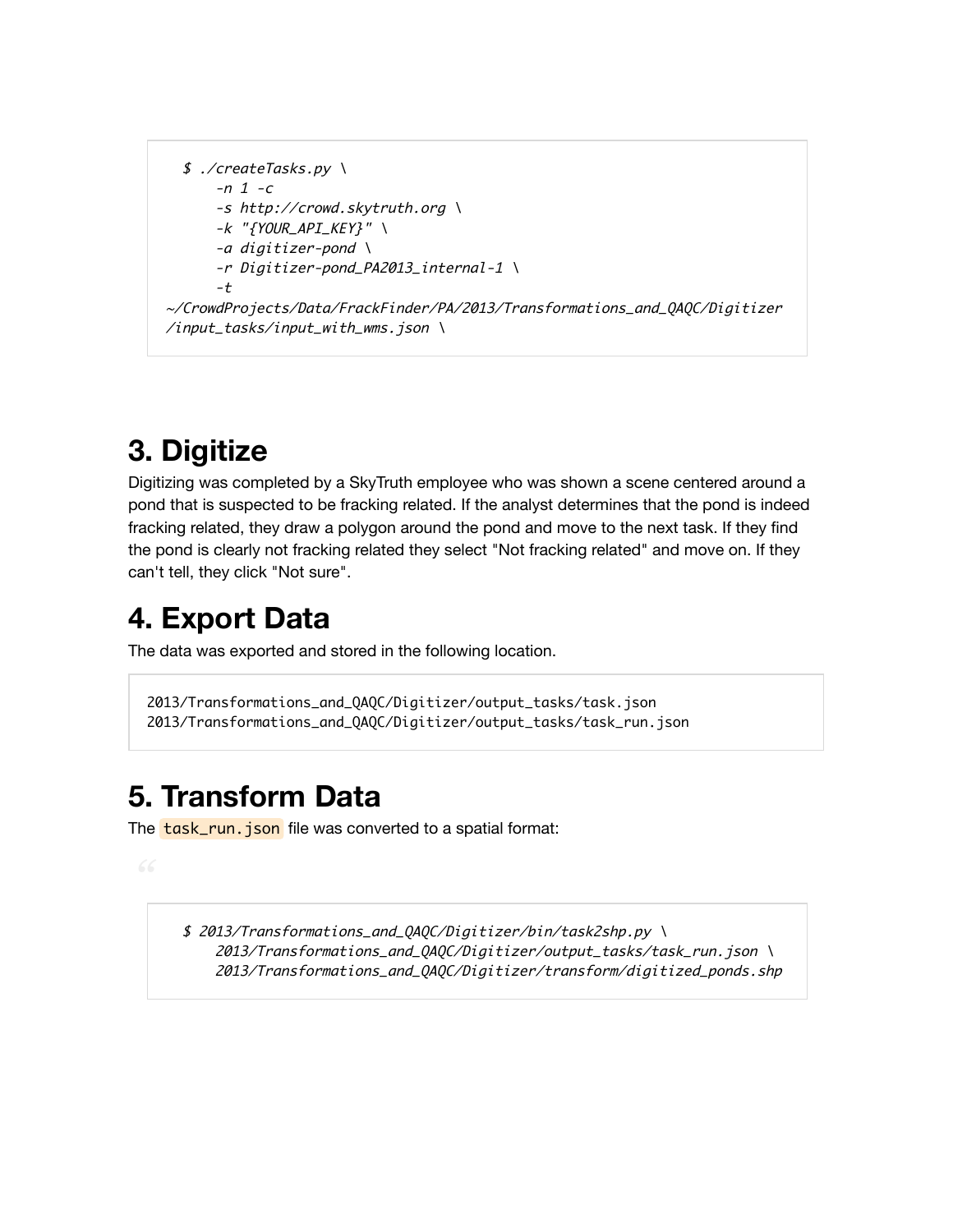```
$ ./createTasks.py \
    -n 1 -c
    -s http://crowd.skytruth.org \
    -k "{YOUR_API_KEY}" \
    -a digitizer-pond \
    -r Digitizer-pond_PA2013_internal-1 \
    -t
~/CrowdProjects/Data/FrackFinder/PA/2013/Transformations_and_QAQC/Digitizer
/input_tasks/input_with_wms.json \
```

# 3. Digitize

Digitizing was completed by a SkyTruth employee who was shown a scene centered around a pond that is suspected to be fracking related. If the analyst determines that the pond is indeed fracking related, they draw a polygon around the pond and move to the next task. If they find the pond is clearly not fracking related they select "Not fracking related" and move on. If they can't tell, they click "Not sure".

# 4. Export Data

The data was exported and stored in the following location.

```
2013/Transformations_and_QAQC/Digitizer/output_tasks/task.json
2013/Transformations_and_QAQC/Digitizer/output_tasks/task_run.json
```

# 5. Transform Data

The `task_run.json` file was converted to a spatial format:

```
$ 2013/Transformations_and_QAQC/Digitizer/bin/task2shp.py \
    2013/Transformations_and_QAQC/Digitizer/output_tasks/task_run.json \
    2013/Transformations_and_QAQC/Digitizer/transform/digitized_ponds.shp
```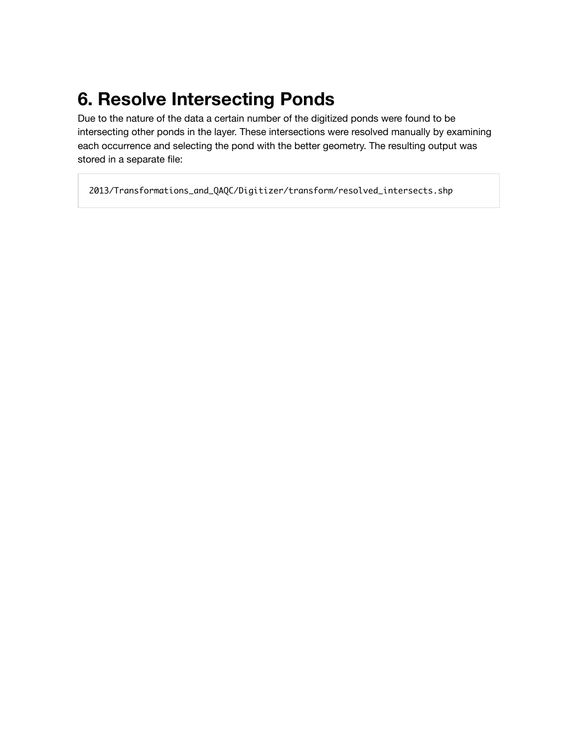# 6. Resolve Intersecting Ponds

Due to the nature of the data a certain number of the digitized ponds were found to be intersecting other ponds in the layer. These intersections were resolved manually by examining each occurrence and selecting the pond with the better geometry. The resulting output was stored in a separate file:

```
2013/Transformations_and_QAQC/Digitizer/transform/resolved_intersects.shp
```